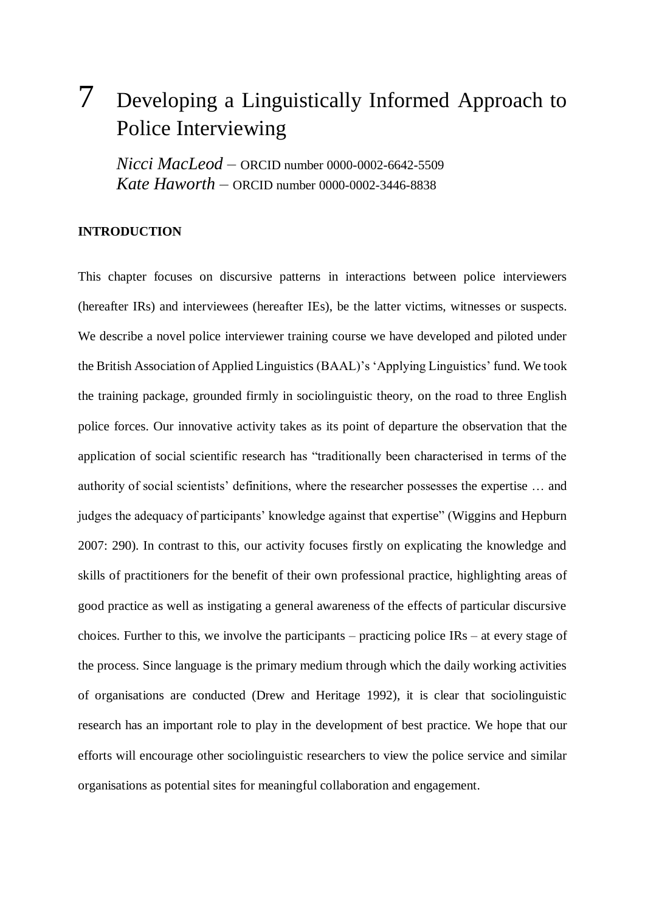# 7 Developing a Linguistically Informed Approach to Police Interviewing

*Nicci MacLeod* – ORCID number 0000-0002-6642-5509
*Kate Haworth* – ORCID number 0000-0002-3446-8838

## INTRODUCTION

This chapter focuses on discursive patterns in interactions between police interviewers (hereafter IRs) and interviewees (hereafter IEs), be the latter victims, witnesses or suspects. We describe a novel police interviewer training course we have developed and piloted under the British Association of Applied Linguistics (BAAL)'s 'Applying Linguistics' fund. We took the training package, grounded firmly in sociolinguistic theory, on the road to three English police forces. Our innovative activity takes as its point of departure the observation that the application of social scientific research has "traditionally been characterised in terms of the authority of social scientists' definitions, where the researcher possesses the expertise … and judges the adequacy of participants' knowledge against that expertise" (Wiggins and Hepburn 2007: 290). In contrast to this, our activity focuses firstly on explicating the knowledge and skills of practitioners for the benefit of their own professional practice, highlighting areas of good practice as well as instigating a general awareness of the effects of particular discursive choices. Further to this, we involve the participants – practicing police IRs – at every stage of the process. Since language is the primary medium through which the daily working activities of organisations are conducted (Drew and Heritage 1992), it is clear that sociolinguistic research has an important role to play in the development of best practice. We hope that our efforts will encourage other sociolinguistic researchers to view the police service and similar organisations as potential sites for meaningful collaboration and engagement.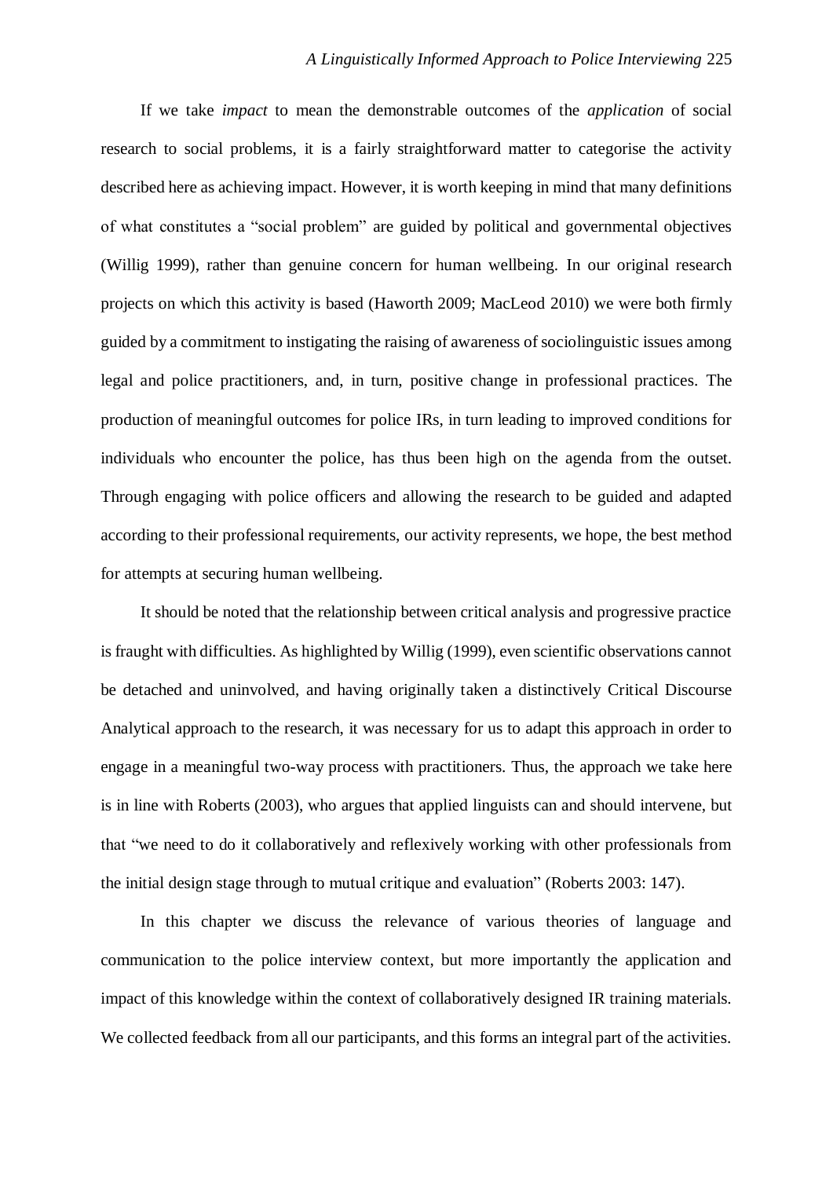If we take *impact* to mean the demonstrable outcomes of the *application* of social research to social problems, it is a fairly straightforward matter to categorise the activity described here as achieving impact. However, it is worth keeping in mind that many definitions of what constitutes a "social problem" are guided by political and governmental objectives (Willig 1999), rather than genuine concern for human wellbeing. In our original research projects on which this activity is based (Haworth 2009; MacLeod 2010) we were both firmly guided by a commitment to instigating the raising of awareness of sociolinguistic issues among legal and police practitioners, and, in turn, positive change in professional practices. The production of meaningful outcomes for police IRs, in turn leading to improved conditions for individuals who encounter the police, has thus been high on the agenda from the outset. Through engaging with police officers and allowing the research to be guided and adapted according to their professional requirements, our activity represents, we hope, the best method for attempts at securing human wellbeing.

It should be noted that the relationship between critical analysis and progressive practice is fraught with difficulties. As highlighted by Willig (1999), even scientific observations cannot be detached and uninvolved, and having originally taken a distinctively Critical Discourse Analytical approach to the research, it was necessary for us to adapt this approach in order to engage in a meaningful two-way process with practitioners. Thus, the approach we take here is in line with Roberts (2003), who argues that applied linguists can and should intervene, but that "we need to do it collaboratively and reflexively working with other professionals from the initial design stage through to mutual critique and evaluation" (Roberts 2003: 147).

In this chapter we discuss the relevance of various theories of language and communication to the police interview context, but more importantly the application and impact of this knowledge within the context of collaboratively designed IR training materials. We collected feedback from all our participants, and this forms an integral part of the activities.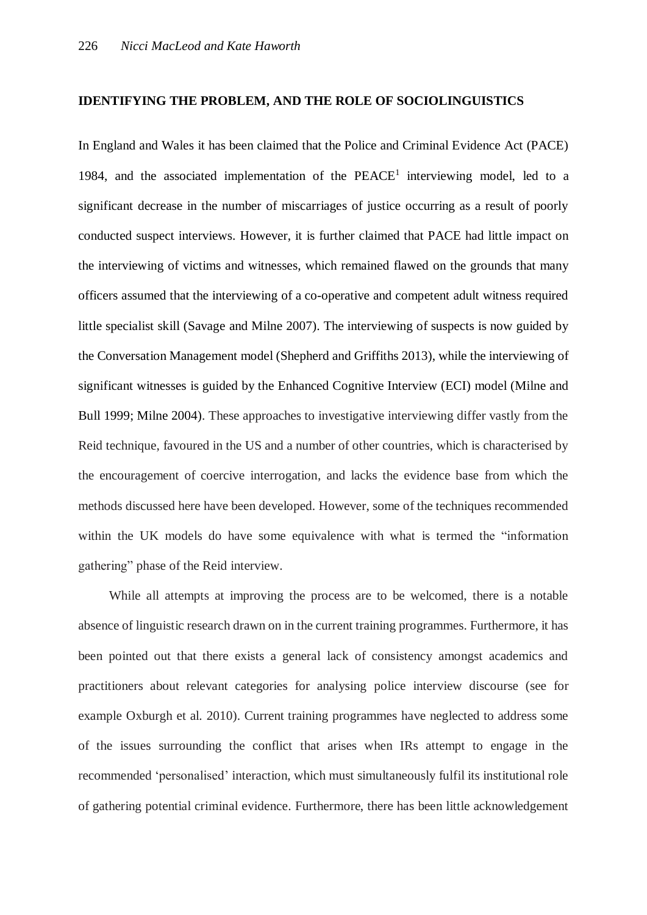## IDENTIFYING THE PROBLEM, AND THE ROLE OF SOCIOLINGUISTICS

In England and Wales it has been claimed that the Police and Criminal Evidence Act (PACE) 1984, and the associated implementation of the PEACE[1] interviewing model, led to a significant decrease in the number of miscarriages of justice occurring as a result of poorly conducted suspect interviews. However, it is further claimed that PACE had little impact on the interviewing of victims and witnesses, which remained flawed on the grounds that many officers assumed that the interviewing of a co-operative and competent adult witness required little specialist skill (Savage and Milne 2007). The interviewing of suspects is now guided by the Conversation Management model (Shepherd and Griffiths 2013), while the interviewing of significant witnesses is guided by the Enhanced Cognitive Interview (ECI) model (Milne and Bull 1999; Milne 2004). These approaches to investigative interviewing differ vastly from the Reid technique, favoured in the US and a number of other countries, which is characterised by the encouragement of coercive interrogation, and lacks the evidence base from which the methods discussed here have been developed. However, some of the techniques recommended within the UK models do have some equivalence with what is termed the "information gathering" phase of the Reid interview.

While all attempts at improving the process are to be welcomed, there is a notable absence of linguistic research drawn on in the current training programmes. Furthermore, it has been pointed out that there exists a general lack of consistency amongst academics and practitioners about relevant categories for analysing police interview discourse (see for example Oxburgh et al. 2010). Current training programmes have neglected to address some of the issues surrounding the conflict that arises when IRs attempt to engage in the recommended 'personalised' interaction, which must simultaneously fulfil its institutional role of gathering potential criminal evidence. Furthermore, there has been little acknowledgement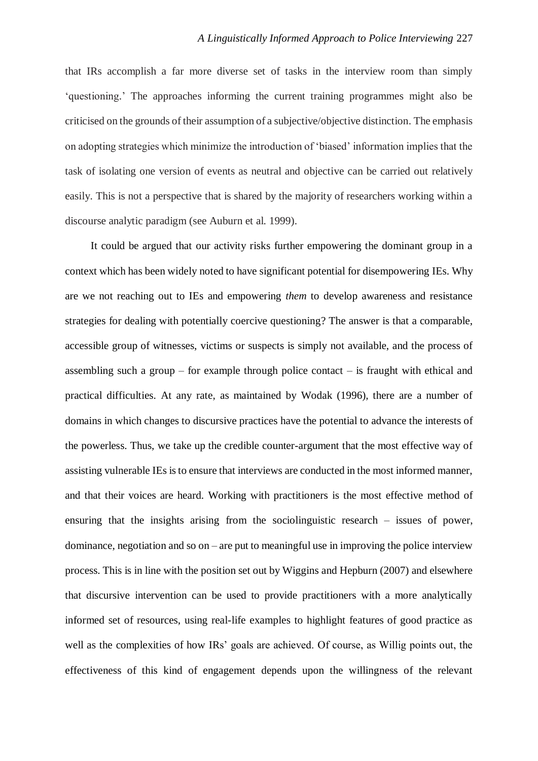that IRs accomplish a far more diverse set of tasks in the interview room than simply 'questioning.' The approaches informing the current training programmes might also be criticised on the grounds of their assumption of a subjective/objective distinction. The emphasis on adopting strategies which minimize the introduction of 'biased' information implies that the task of isolating one version of events as neutral and objective can be carried out relatively easily. This is not a perspective that is shared by the majority of researchers working within a discourse analytic paradigm (see Auburn et al. 1999).

It could be argued that our activity risks further empowering the dominant group in a context which has been widely noted to have significant potential for disempowering IEs. Why are we not reaching out to IEs and empowering *them* to develop awareness and resistance strategies for dealing with potentially coercive questioning? The answer is that a comparable, accessible group of witnesses, victims or suspects is simply not available, and the process of assembling such a group – for example through police contact – is fraught with ethical and practical difficulties. At any rate, as maintained by Wodak (1996), there are a number of domains in which changes to discursive practices have the potential to advance the interests of the powerless. Thus, we take up the credible counter-argument that the most effective way of assisting vulnerable IEs is to ensure that interviews are conducted in the most informed manner, and that their voices are heard. Working with practitioners is the most effective method of ensuring that the insights arising from the sociolinguistic research – issues of power, dominance, negotiation and so on – are put to meaningful use in improving the police interview process. This is in line with the position set out by Wiggins and Hepburn (2007) and elsewhere that discursive intervention can be used to provide practitioners with a more analytically informed set of resources, using real-life examples to highlight features of good practice as well as the complexities of how IRs' goals are achieved. Of course, as Willig points out, the effectiveness of this kind of engagement depends upon the willingness of the relevant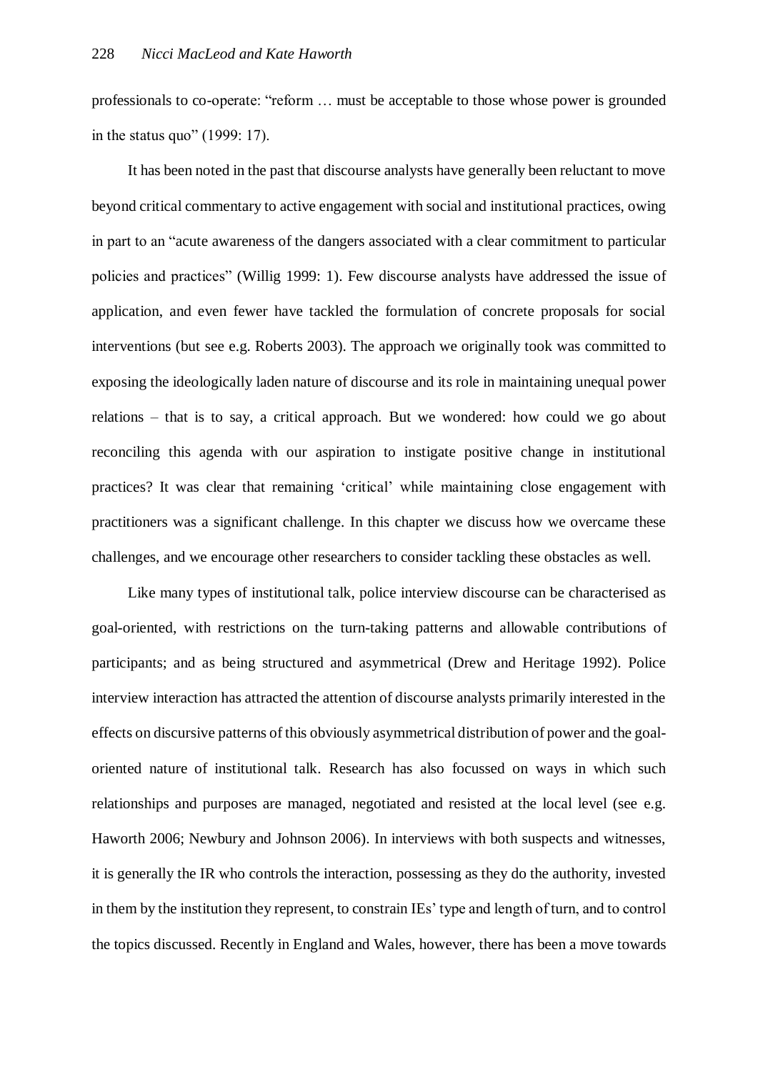professionals to co-operate: "reform … must be acceptable to those whose power is grounded in the status quo" (1999: 17).

It has been noted in the past that discourse analysts have generally been reluctant to move beyond critical commentary to active engagement with social and institutional practices, owing in part to an "acute awareness of the dangers associated with a clear commitment to particular policies and practices" (Willig 1999: 1). Few discourse analysts have addressed the issue of application, and even fewer have tackled the formulation of concrete proposals for social interventions (but see e.g. Roberts 2003). The approach we originally took was committed to exposing the ideologically laden nature of discourse and its role in maintaining unequal power relations – that is to say, a critical approach. But we wondered: how could we go about reconciling this agenda with our aspiration to instigate positive change in institutional practices? It was clear that remaining 'critical' while maintaining close engagement with practitioners was a significant challenge. In this chapter we discuss how we overcame these challenges, and we encourage other researchers to consider tackling these obstacles as well.

Like many types of institutional talk, police interview discourse can be characterised as goal-oriented, with restrictions on the turn-taking patterns and allowable contributions of participants; and as being structured and asymmetrical (Drew and Heritage 1992). Police interview interaction has attracted the attention of discourse analysts primarily interested in the effects on discursive patterns of this obviously asymmetrical distribution of power and the goal-oriented nature of institutional talk. Research has also focussed on ways in which such relationships and purposes are managed, negotiated and resisted at the local level (see e.g. Haworth 2006; Newbury and Johnson 2006). In interviews with both suspects and witnesses, it is generally the IR who controls the interaction, possessing as they do the authority, invested in them by the institution they represent, to constrain IEs' type and length of turn, and to control the topics discussed. Recently in England and Wales, however, there has been a move towards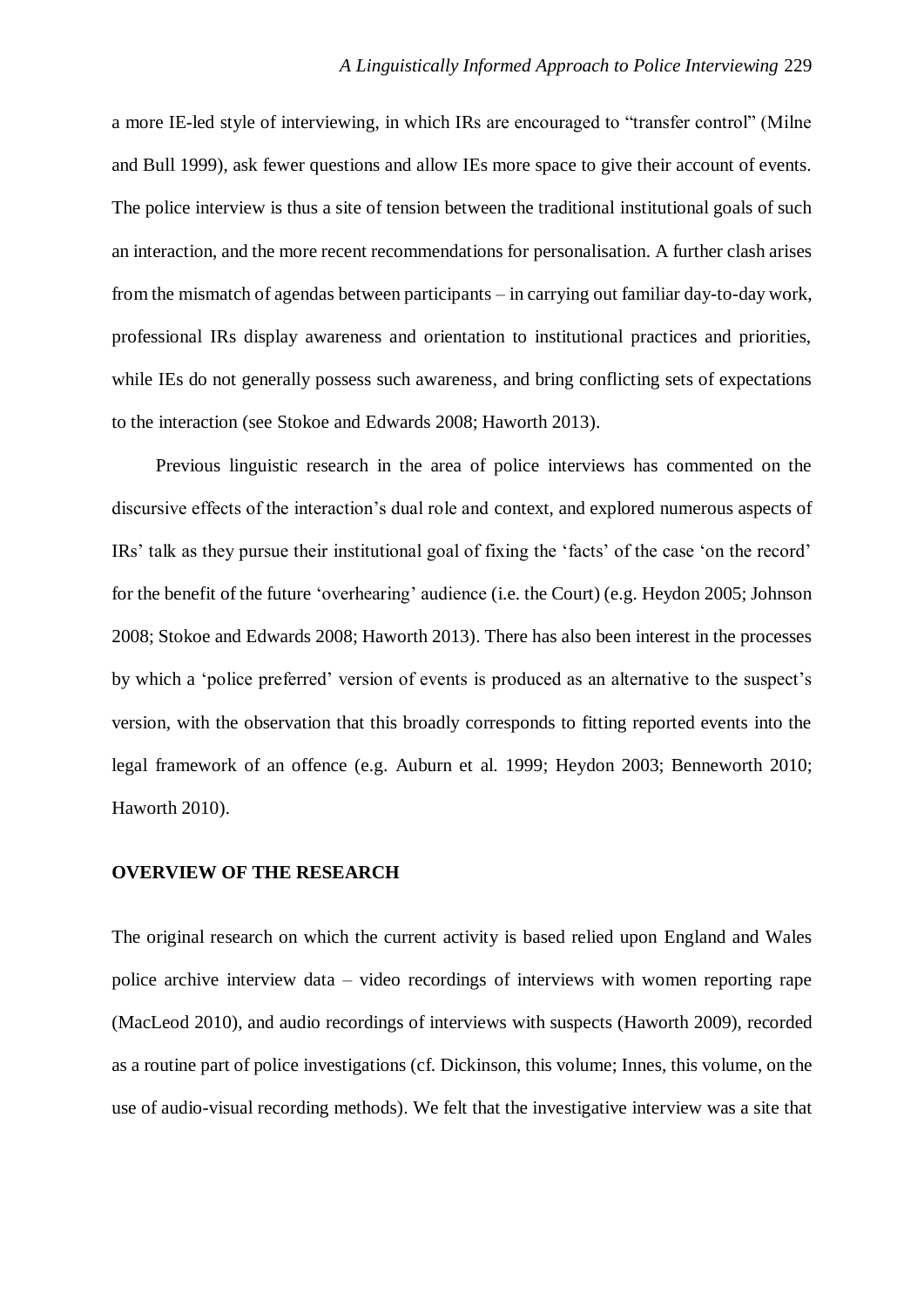a more IE-led style of interviewing, in which IRs are encouraged to "transfer control" (Milne and Bull 1999), ask fewer questions and allow IEs more space to give their account of events. The police interview is thus a site of tension between the traditional institutional goals of such an interaction, and the more recent recommendations for personalisation. A further clash arises from the mismatch of agendas between participants – in carrying out familiar day-to-day work, professional IRs display awareness and orientation to institutional practices and priorities, while IEs do not generally possess such awareness, and bring conflicting sets of expectations to the interaction (see Stokoe and Edwards 2008; Haworth 2013).

Previous linguistic research in the area of police interviews has commented on the discursive effects of the interaction's dual role and context, and explored numerous aspects of IRs' talk as they pursue their institutional goal of fixing the 'facts' of the case 'on the record' for the benefit of the future 'overhearing' audience (i.e. the Court) (e.g. Heydon 2005; Johnson 2008; Stokoe and Edwards 2008; Haworth 2013). There has also been interest in the processes by which a 'police preferred' version of events is produced as an alternative to the suspect's version, with the observation that this broadly corresponds to fitting reported events into the legal framework of an offence (e.g. Auburn et al. 1999; Heydon 2003; Benneworth 2010; Haworth 2010).

## OVERVIEW OF THE RESEARCH

The original research on which the current activity is based relied upon England and Wales police archive interview data – video recordings of interviews with women reporting rape (MacLeod 2010), and audio recordings of interviews with suspects (Haworth 2009), recorded as a routine part of police investigations (cf. Dickinson, this volume; Innes, this volume, on the use of audio-visual recording methods). We felt that the investigative interview was a site that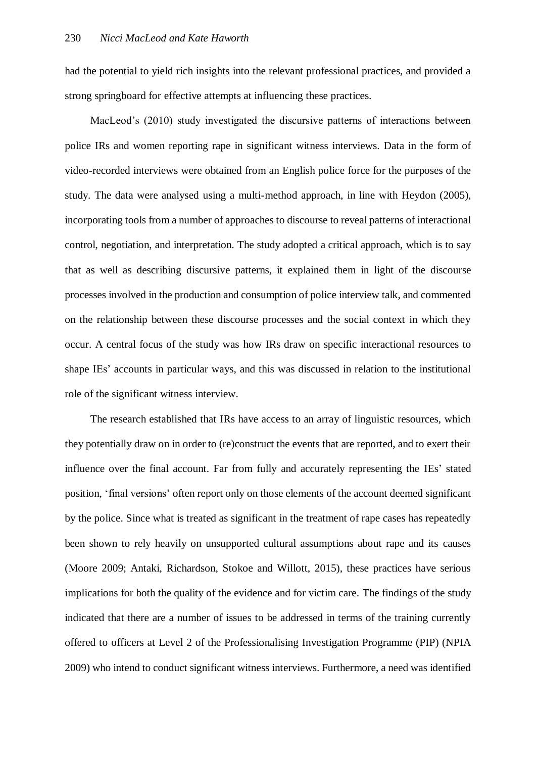had the potential to yield rich insights into the relevant professional practices, and provided a strong springboard for effective attempts at influencing these practices.

MacLeod's (2010) study investigated the discursive patterns of interactions between police IRs and women reporting rape in significant witness interviews. Data in the form of video-recorded interviews were obtained from an English police force for the purposes of the study. The data were analysed using a multi-method approach, in line with Heydon (2005), incorporating tools from a number of approaches to discourse to reveal patterns of interactional control, negotiation, and interpretation. The study adopted a critical approach, which is to say that as well as describing discursive patterns, it explained them in light of the discourse processes involved in the production and consumption of police interview talk, and commented on the relationship between these discourse processes and the social context in which they occur. A central focus of the study was how IRs draw on specific interactional resources to shape IEs' accounts in particular ways, and this was discussed in relation to the institutional role of the significant witness interview.

The research established that IRs have access to an array of linguistic resources, which they potentially draw on in order to (re)construct the events that are reported, and to exert their influence over the final account. Far from fully and accurately representing the IEs' stated position, 'final versions' often report only on those elements of the account deemed significant by the police. Since what is treated as significant in the treatment of rape cases has repeatedly been shown to rely heavily on unsupported cultural assumptions about rape and its causes (Moore 2009; Antaki, Richardson, Stokoe and Willott, 2015), these practices have serious implications for both the quality of the evidence and for victim care. The findings of the study indicated that there are a number of issues to be addressed in terms of the training currently offered to officers at Level 2 of the Professionalising Investigation Programme (PIP) (NPIA 2009) who intend to conduct significant witness interviews. Furthermore, a need was identified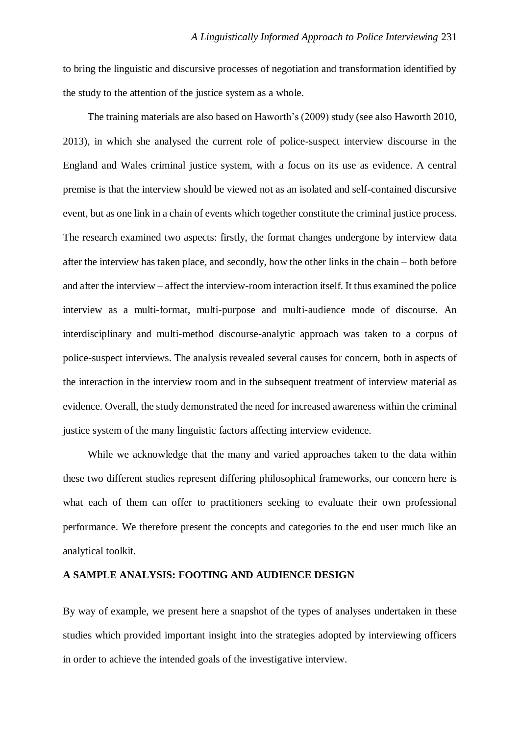to bring the linguistic and discursive processes of negotiation and transformation identified by the study to the attention of the justice system as a whole.

The training materials are also based on Haworth's (2009) study (see also Haworth 2010, 2013), in which she analysed the current role of police-suspect interview discourse in the England and Wales criminal justice system, with a focus on its use as evidence. A central premise is that the interview should be viewed not as an isolated and self-contained discursive event, but as one link in a chain of events which together constitute the criminal justice process. The research examined two aspects: firstly, the format changes undergone by interview data after the interview has taken place, and secondly, how the other links in the chain – both before and after the interview – affect the interview-room interaction itself. It thus examined the police interview as a multi-format, multi-purpose and multi-audience mode of discourse. An interdisciplinary and multi-method discourse-analytic approach was taken to a corpus of police-suspect interviews. The analysis revealed several causes for concern, both in aspects of the interaction in the interview room and in the subsequent treatment of interview material as evidence. Overall, the study demonstrated the need for increased awareness within the criminal justice system of the many linguistic factors affecting interview evidence.

While we acknowledge that the many and varied approaches taken to the data within these two different studies represent differing philosophical frameworks, our concern here is what each of them can offer to practitioners seeking to evaluate their own professional performance. We therefore present the concepts and categories to the end user much like an analytical toolkit.

## A SAMPLE ANALYSIS: FOOTING AND AUDIENCE DESIGN

By way of example, we present here a snapshot of the types of analyses undertaken in these studies which provided important insight into the strategies adopted by interviewing officers in order to achieve the intended goals of the investigative interview.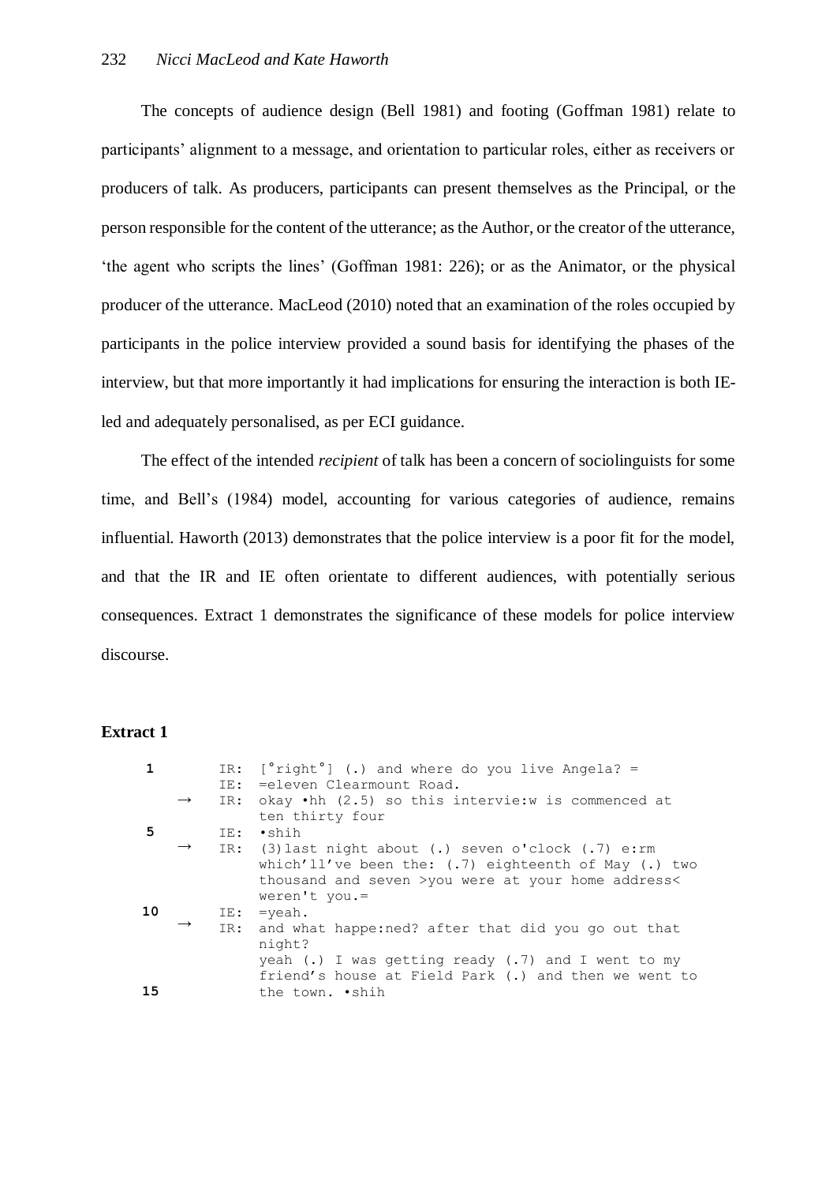The concepts of audience design (Bell 1981) and footing (Goffman 1981) relate to participants' alignment to a message, and orientation to particular roles, either as receivers or producers of talk. As producers, participants can present themselves as the Principal, or the person responsible for the content of the utterance; as the Author, or the creator of the utterance, 'the agent who scripts the lines' (Goffman 1981: 226); or as the Animator, or the physical producer of the utterance. MacLeod (2010) noted that an examination of the roles occupied by participants in the police interview provided a sound basis for identifying the phases of the interview, but that more importantly it had implications for ensuring the interaction is both IE-led and adequately personalised, as per ECI guidance.

The effect of the intended *recipient* of talk has been a concern of sociolinguists for some time, and Bell's (1984) model, accounting for various categories of audience, remains influential. Haworth (2013) demonstrates that the police interview is a poor fit for the model, and that the IR and IE often orientate to different audiences, with potentially serious consequences. Extract 1 demonstrates the significance of these models for police interview discourse.

**Extract 1**

```
1        IR:  [°right°] (.) and where do you live Angela? =
         IE:  =eleven Clearmount Road.
    →    IR:  okay •hh (2.5) so this intervie:w is commenced at
              ten thirty four
5        IE:  •shih
    →    IR:  (3)last night about (.) seven o'clock (.7) e:rm
              which'll've been the: (.7) eighteenth of May (.) two
              thousand and seven >you were at your home address<
              weren't you.=
10       IE:  =yeah.
    →    IR:  and what happe:ned? after that did you go out that
              night?
              yeah (.) I was getting ready (.7) and I went to my
              friend's house at Field Park (.) and then we went to
15            the town. •shih
```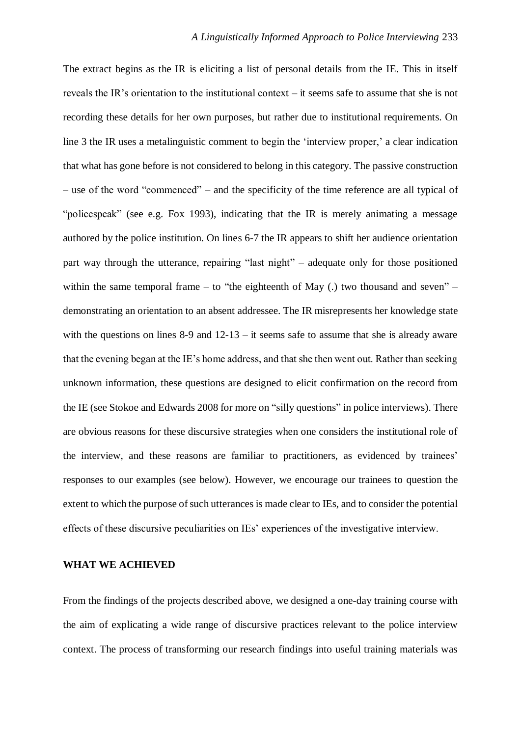The extract begins as the IR is eliciting a list of personal details from the IE. This in itself reveals the IR's orientation to the institutional context – it seems safe to assume that she is not recording these details for her own purposes, but rather due to institutional requirements. On line 3 the IR uses a metalinguistic comment to begin the 'interview proper,' a clear indication that what has gone before is not considered to belong in this category. The passive construction – use of the word "commenced" – and the specificity of the time reference are all typical of "policespeak" (see e.g. Fox 1993), indicating that the IR is merely animating a message authored by the police institution. On lines 6-7 the IR appears to shift her audience orientation part way through the utterance, repairing "last night" – adequate only for those positioned within the same temporal frame – to "the eighteenth of May (.) two thousand and seven" – demonstrating an orientation to an absent addressee. The IR misrepresents her knowledge state with the questions on lines 8-9 and 12-13 – it seems safe to assume that she is already aware that the evening began at the IE's home address, and that she then went out. Rather than seeking unknown information, these questions are designed to elicit confirmation on the record from the IE (see Stokoe and Edwards 2008 for more on "silly questions" in police interviews). There are obvious reasons for these discursive strategies when one considers the institutional role of the interview, and these reasons are familiar to practitioners, as evidenced by trainees' responses to our examples (see below). However, we encourage our trainees to question the extent to which the purpose of such utterances is made clear to IEs, and to consider the potential effects of these discursive peculiarities on IEs' experiences of the investigative interview.

## WHAT WE ACHIEVED

From the findings of the projects described above, we designed a one-day training course with the aim of explicating a wide range of discursive practices relevant to the police interview context. The process of transforming our research findings into useful training materials was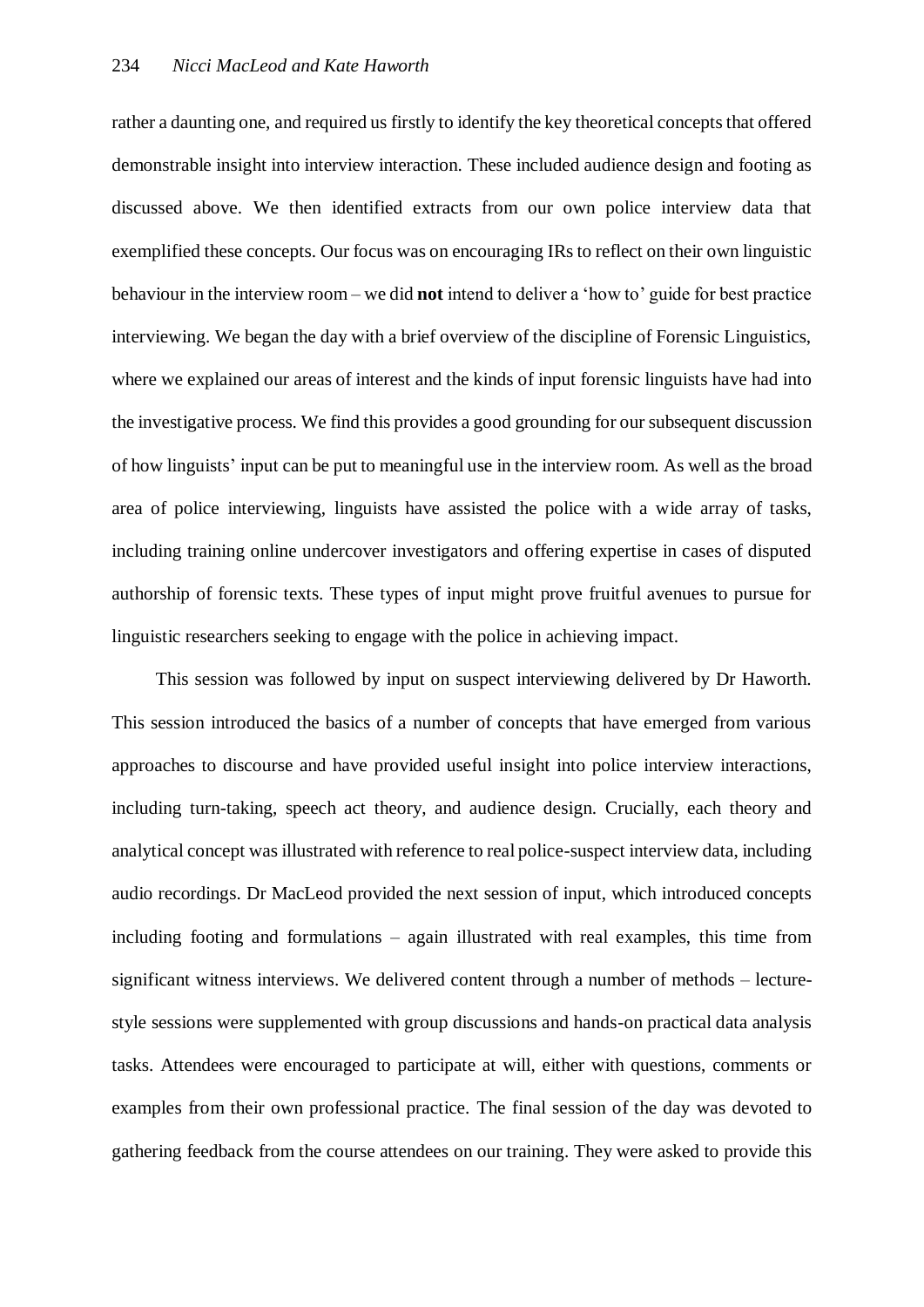rather a daunting one, and required us firstly to identify the key theoretical concepts that offered demonstrable insight into interview interaction. These included audience design and footing as discussed above. We then identified extracts from our own police interview data that exemplified these concepts. Our focus was on encouraging IRs to reflect on their own linguistic behaviour in the interview room – we did **not** intend to deliver a 'how to' guide for best practice interviewing. We began the day with a brief overview of the discipline of Forensic Linguistics, where we explained our areas of interest and the kinds of input forensic linguists have had into the investigative process. We find this provides a good grounding for our subsequent discussion of how linguists' input can be put to meaningful use in the interview room. As well as the broad area of police interviewing, linguists have assisted the police with a wide array of tasks, including training online undercover investigators and offering expertise in cases of disputed authorship of forensic texts. These types of input might prove fruitful avenues to pursue for linguistic researchers seeking to engage with the police in achieving impact.

This session was followed by input on suspect interviewing delivered by Dr Haworth. This session introduced the basics of a number of concepts that have emerged from various approaches to discourse and have provided useful insight into police interview interactions, including turn-taking, speech act theory, and audience design. Crucially, each theory and analytical concept was illustrated with reference to real police-suspect interview data, including audio recordings. Dr MacLeod provided the next session of input, which introduced concepts including footing and formulations – again illustrated with real examples, this time from significant witness interviews. We delivered content through a number of methods – lecture-style sessions were supplemented with group discussions and hands-on practical data analysis tasks. Attendees were encouraged to participate at will, either with questions, comments or examples from their own professional practice. The final session of the day was devoted to gathering feedback from the course attendees on our training. They were asked to provide this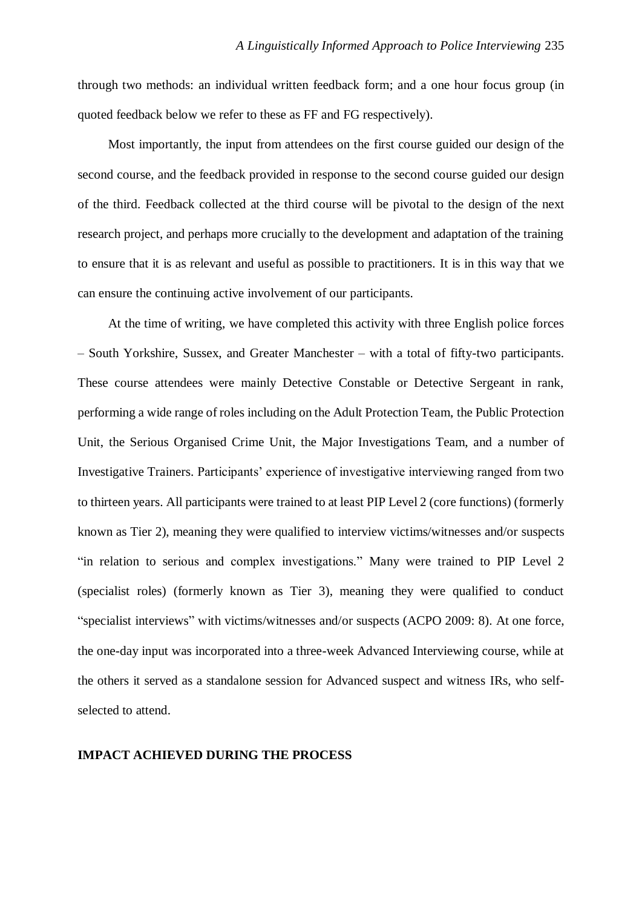through two methods: an individual written feedback form; and a one hour focus group (in quoted feedback below we refer to these as FF and FG respectively).

Most importantly, the input from attendees on the first course guided our design of the second course, and the feedback provided in response to the second course guided our design of the third. Feedback collected at the third course will be pivotal to the design of the next research project, and perhaps more crucially to the development and adaptation of the training to ensure that it is as relevant and useful as possible to practitioners. It is in this way that we can ensure the continuing active involvement of our participants.

At the time of writing, we have completed this activity with three English police forces – South Yorkshire, Sussex, and Greater Manchester – with a total of fifty-two participants. These course attendees were mainly Detective Constable or Detective Sergeant in rank, performing a wide range of roles including on the Adult Protection Team, the Public Protection Unit, the Serious Organised Crime Unit, the Major Investigations Team, and a number of Investigative Trainers. Participants' experience of investigative interviewing ranged from two to thirteen years. All participants were trained to at least PIP Level 2 (core functions) (formerly known as Tier 2), meaning they were qualified to interview victims/witnesses and/or suspects "in relation to serious and complex investigations." Many were trained to PIP Level 2 (specialist roles) (formerly known as Tier 3), meaning they were qualified to conduct "specialist interviews" with victims/witnesses and/or suspects (ACPO 2009: 8). At one force, the one-day input was incorporated into a three-week Advanced Interviewing course, while at the others it served as a standalone session for Advanced suspect and witness IRs, who self-selected to attend.

## IMPACT ACHIEVED DURING THE PROCESS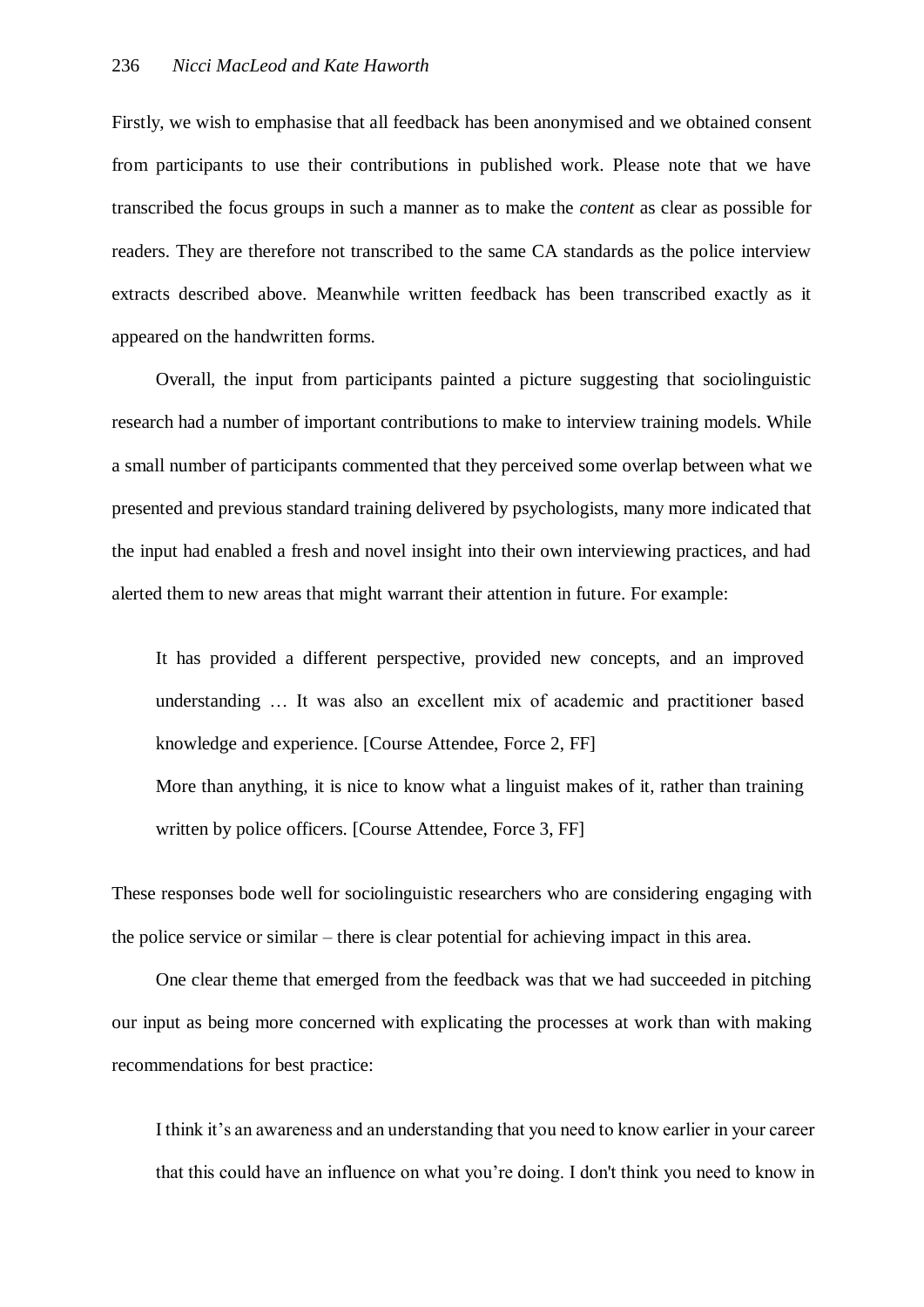Firstly, we wish to emphasise that all feedback has been anonymised and we obtained consent from participants to use their contributions in published work. Please note that we have transcribed the focus groups in such a manner as to make the *content* as clear as possible for readers. They are therefore not transcribed to the same CA standards as the police interview extracts described above. Meanwhile written feedback has been transcribed exactly as it appeared on the handwritten forms.

Overall, the input from participants painted a picture suggesting that sociolinguistic research had a number of important contributions to make to interview training models. While a small number of participants commented that they perceived some overlap between what we presented and previous standard training delivered by psychologists, many more indicated that the input had enabled a fresh and novel insight into their own interviewing practices, and had alerted them to new areas that might warrant their attention in future. For example:

> It has provided a different perspective, provided new concepts, and an improved understanding … It was also an excellent mix of academic and practitioner based knowledge and experience. [Course Attendee, Force 2, FF]
>
> More than anything, it is nice to know what a linguist makes of it, rather than training written by police officers. [Course Attendee, Force 3, FF]

These responses bode well for sociolinguistic researchers who are considering engaging with the police service or similar – there is clear potential for achieving impact in this area.

One clear theme that emerged from the feedback was that we had succeeded in pitching our input as being more concerned with explicating the processes at work than with making recommendations for best practice:

> I think it's an awareness and an understanding that you need to know earlier in your career that this could have an influence on what you're doing. I don't think you need to know in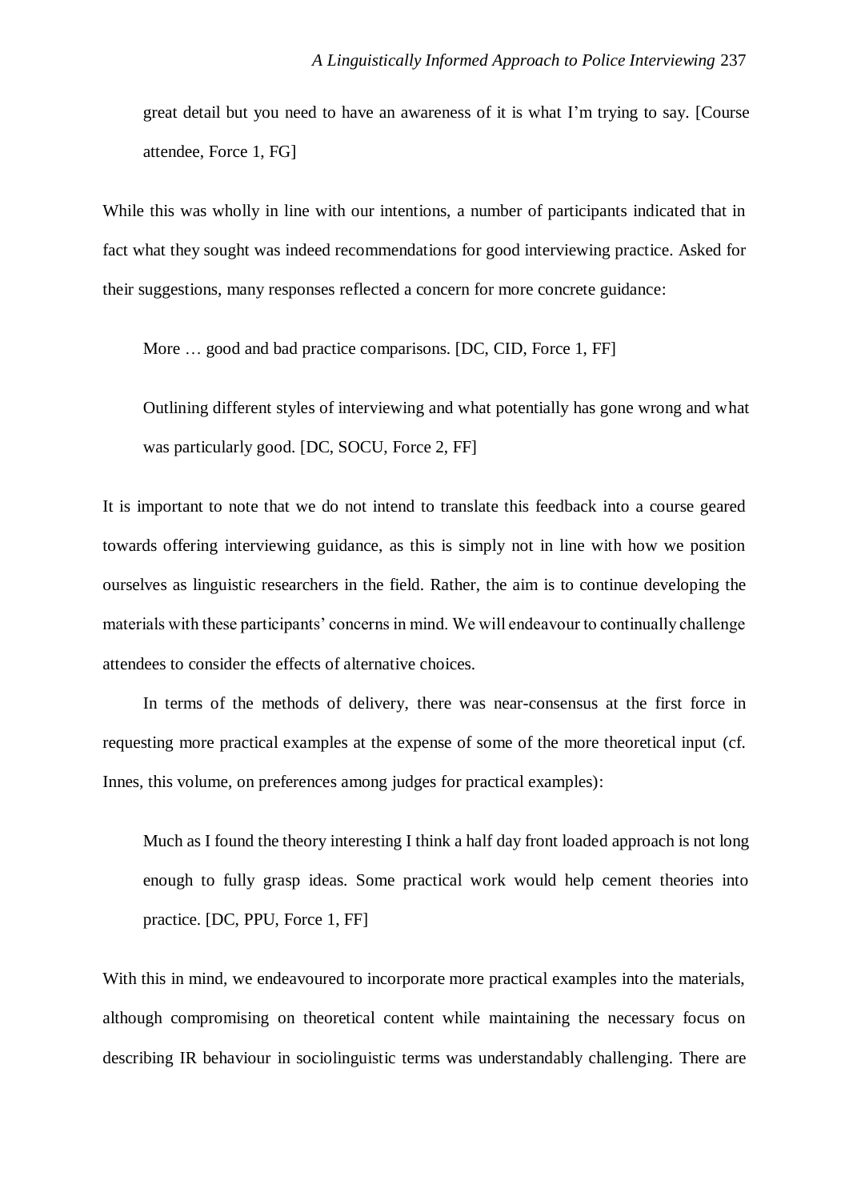great detail but you need to have an awareness of it is what I'm trying to say. [Course attendee, Force 1, FG]

While this was wholly in line with our intentions, a number of participants indicated that in fact what they sought was indeed recommendations for good interviewing practice. Asked for their suggestions, many responses reflected a concern for more concrete guidance:

> More … good and bad practice comparisons. [DC, CID, Force 1, FF]

> Outlining different styles of interviewing and what potentially has gone wrong and what was particularly good. [DC, SOCU, Force 2, FF]

It is important to note that we do not intend to translate this feedback into a course geared towards offering interviewing guidance, as this is simply not in line with how we position ourselves as linguistic researchers in the field. Rather, the aim is to continue developing the materials with these participants' concerns in mind. We will endeavour to continually challenge attendees to consider the effects of alternative choices.

In terms of the methods of delivery, there was near-consensus at the first force in requesting more practical examples at the expense of some of the more theoretical input (cf. Innes, this volume, on preferences among judges for practical examples):

> Much as I found the theory interesting I think a half day front loaded approach is not long enough to fully grasp ideas. Some practical work would help cement theories into practice. [DC, PPU, Force 1, FF]

With this in mind, we endeavoured to incorporate more practical examples into the materials, although compromising on theoretical content while maintaining the necessary focus on describing IR behaviour in sociolinguistic terms was understandably challenging. There are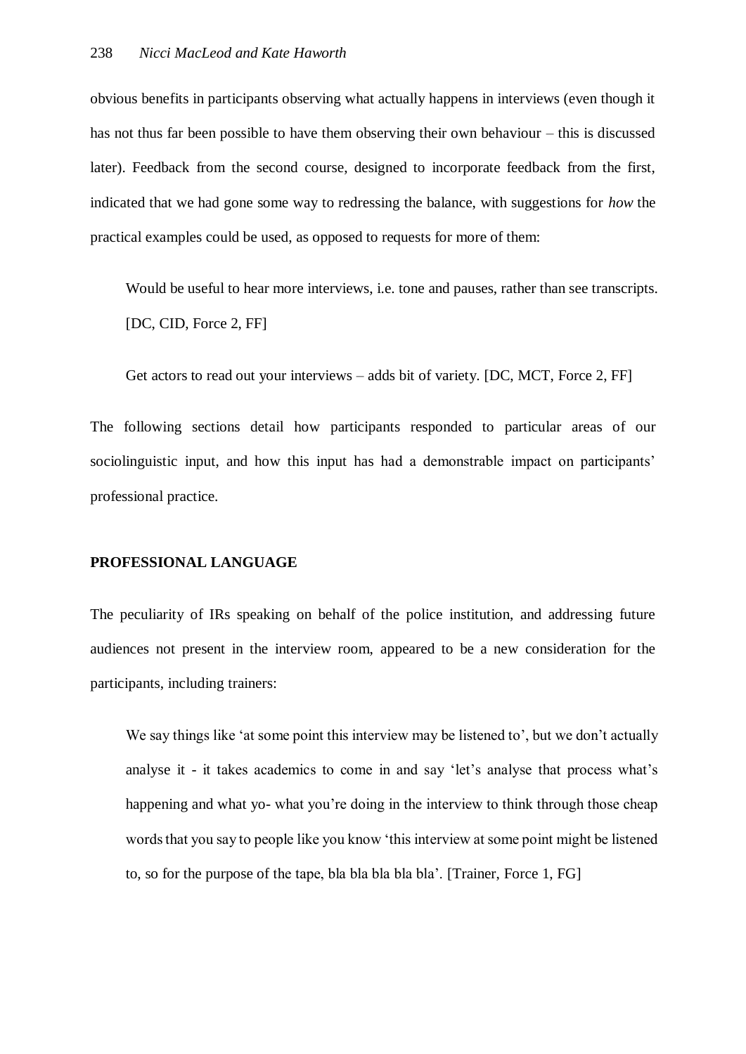obvious benefits in participants observing what actually happens in interviews (even though it has not thus far been possible to have them observing their own behaviour – this is discussed later). Feedback from the second course, designed to incorporate feedback from the first, indicated that we had gone some way to redressing the balance, with suggestions for *how* the practical examples could be used, as opposed to requests for more of them:

> Would be useful to hear more interviews, i.e. tone and pauses, rather than see transcripts. [DC, CID, Force 2, FF]

> Get actors to read out your interviews – adds bit of variety. [DC, MCT, Force 2, FF]

The following sections detail how participants responded to particular areas of our sociolinguistic input, and how this input has had a demonstrable impact on participants' professional practice.

## PROFESSIONAL LANGUAGE

The peculiarity of IRs speaking on behalf of the police institution, and addressing future audiences not present in the interview room, appeared to be a new consideration for the participants, including trainers:

> We say things like 'at some point this interview may be listened to', but we don't actually analyse it - it takes academics to come in and say 'let's analyse that process what's happening and what yo- what you're doing in the interview to think through those cheap words that you say to people like you know 'this interview at some point might be listened to, so for the purpose of the tape, bla bla bla bla bla'. [Trainer, Force 1, FG]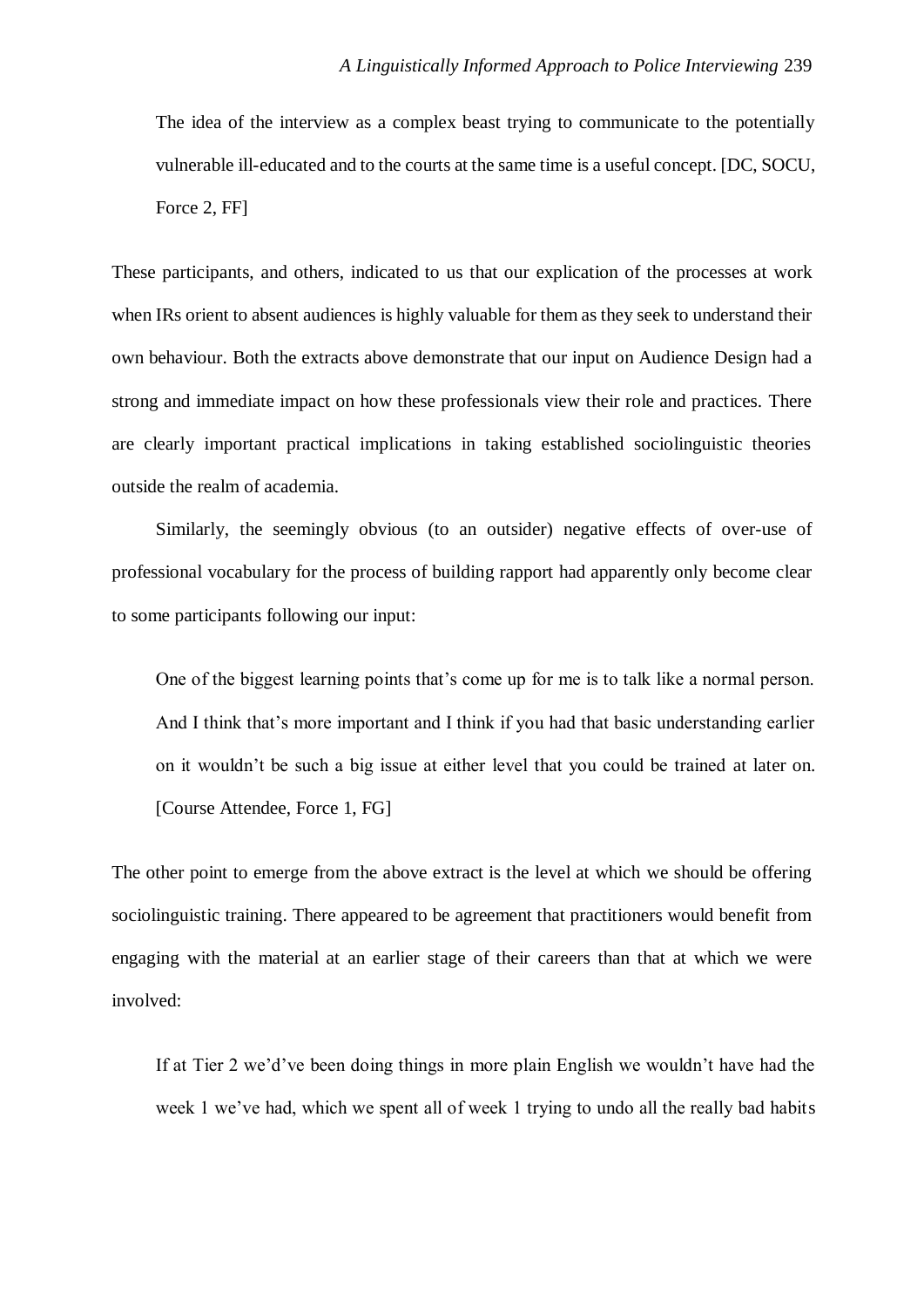> The idea of the interview as a complex beast trying to communicate to the potentially vulnerable ill-educated and to the courts at the same time is a useful concept. [DC, SOCU, Force 2, FF]

These participants, and others, indicated to us that our explication of the processes at work when IRs orient to absent audiences is highly valuable for them as they seek to understand their own behaviour. Both the extracts above demonstrate that our input on Audience Design had a strong and immediate impact on how these professionals view their role and practices. There are clearly important practical implications in taking established sociolinguistic theories outside the realm of academia.

Similarly, the seemingly obvious (to an outsider) negative effects of over-use of professional vocabulary for the process of building rapport had apparently only become clear to some participants following our input:

> One of the biggest learning points that's come up for me is to talk like a normal person. And I think that's more important and I think if you had that basic understanding earlier on it wouldn't be such a big issue at either level that you could be trained at later on. [Course Attendee, Force 1, FG]

The other point to emerge from the above extract is the level at which we should be offering sociolinguistic training. There appeared to be agreement that practitioners would benefit from engaging with the material at an earlier stage of their careers than that at which we were involved:

> If at Tier 2 we'd've been doing things in more plain English we wouldn't have had the week 1 we've had, which we spent all of week 1 trying to undo all the really bad habits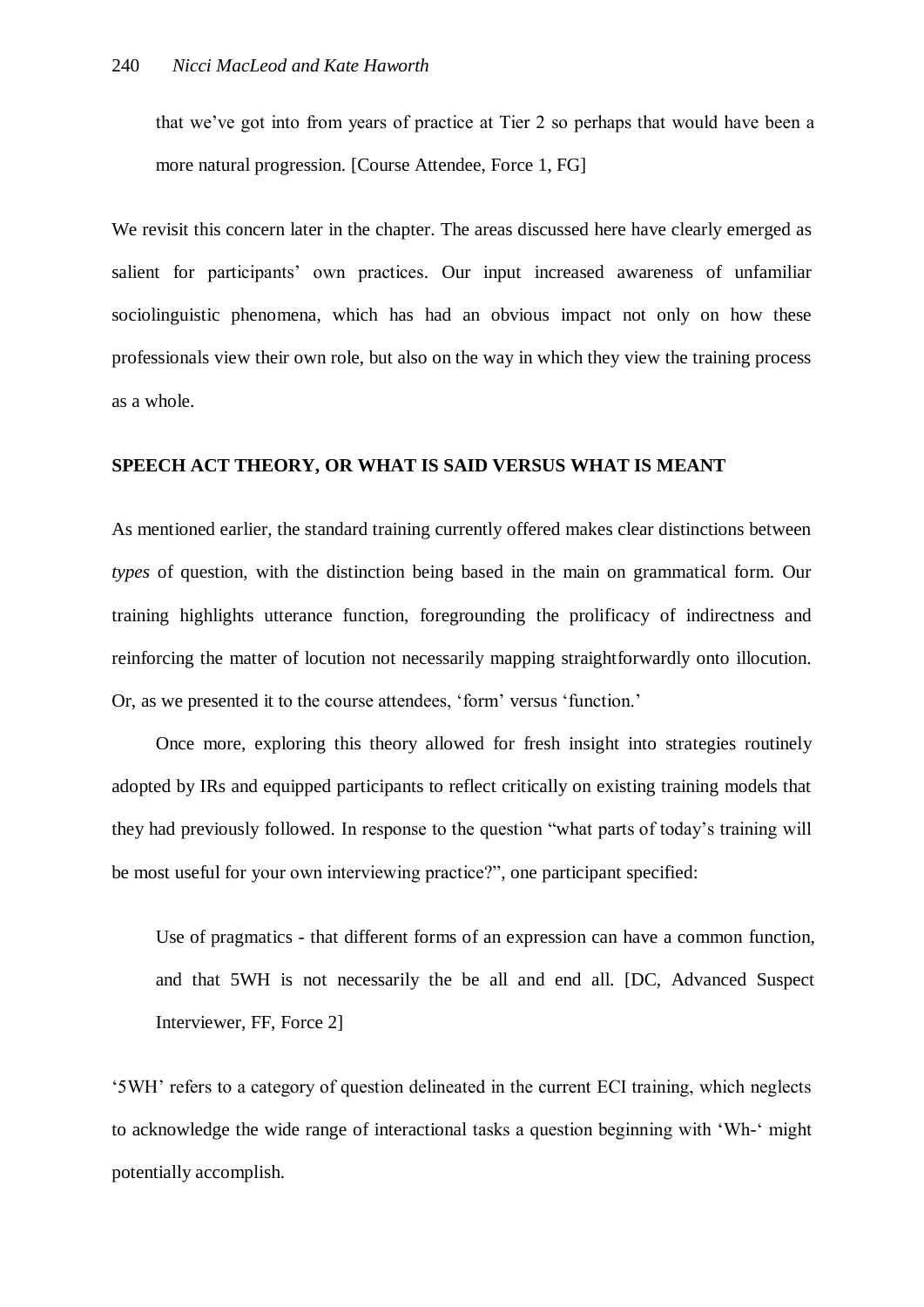> that we've got into from years of practice at Tier 2 so perhaps that would have been a more natural progression. [Course Attendee, Force 1, FG]

We revisit this concern later in the chapter. The areas discussed here have clearly emerged as salient for participants' own practices. Our input increased awareness of unfamiliar sociolinguistic phenomena, which has had an obvious impact not only on how these professionals view their own role, but also on the way in which they view the training process as a whole.

## SPEECH ACT THEORY, OR WHAT IS SAID VERSUS WHAT IS MEANT

As mentioned earlier, the standard training currently offered makes clear distinctions between *types* of question, with the distinction being based in the main on grammatical form. Our training highlights utterance function, foregrounding the prolificacy of indirectness and reinforcing the matter of locution not necessarily mapping straightforwardly onto illocution. Or, as we presented it to the course attendees, 'form' versus 'function.'

Once more, exploring this theory allowed for fresh insight into strategies routinely adopted by IRs and equipped participants to reflect critically on existing training models that they had previously followed. In response to the question "what parts of today's training will be most useful for your own interviewing practice?", one participant specified:

> Use of pragmatics - that different forms of an expression can have a common function, and that 5WH is not necessarily the be all and end all. [DC, Advanced Suspect Interviewer, FF, Force 2]

'5WH' refers to a category of question delineated in the current ECI training, which neglects to acknowledge the wide range of interactional tasks a question beginning with 'Wh-' might potentially accomplish.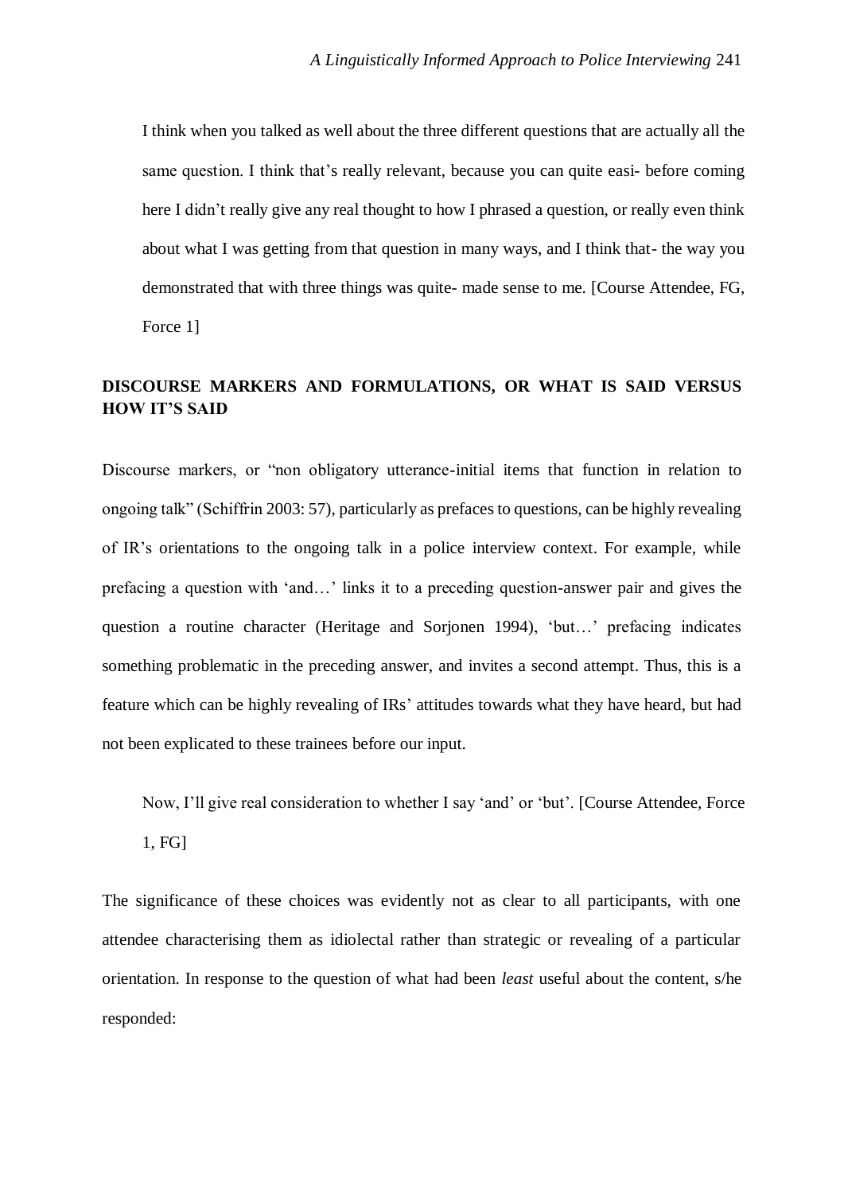> I think when you talked as well about the three different questions that are actually all the same question. I think that's really relevant, because you can quite easi- before coming here I didn't really give any real thought to how I phrased a question, or really even think about what I was getting from that question in many ways, and I think that- the way you demonstrated that with three things was quite- made sense to me. [Course Attendee, FG, Force 1]

## DISCOURSE MARKERS AND FORMULATIONS, OR WHAT IS SAID VERSUS HOW IT'S SAID

Discourse markers, or "non obligatory utterance-initial items that function in relation to ongoing talk" (Schiffrin 2003: 57), particularly as prefaces to questions, can be highly revealing of IR's orientations to the ongoing talk in a police interview context. For example, while prefacing a question with 'and…' links it to a preceding question-answer pair and gives the question a routine character (Heritage and Sorjonen 1994), 'but…' prefacing indicates something problematic in the preceding answer, and invites a second attempt. Thus, this is a feature which can be highly revealing of IRs' attitudes towards what they have heard, but had not been explicated to these trainees before our input.

> Now, I'll give real consideration to whether I say 'and' or 'but'. [Course Attendee, Force 1, FG]

The significance of these choices was evidently not as clear to all participants, with one attendee characterising them as idiolectal rather than strategic or revealing of a particular orientation. In response to the question of what had been *least* useful about the content, s/he responded: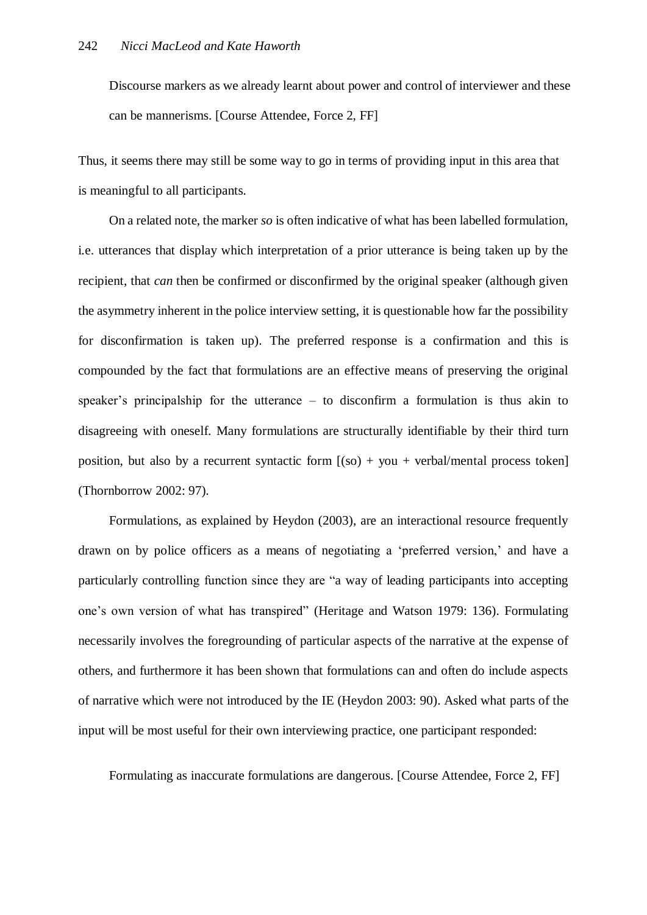> Discourse markers as we already learnt about power and control of interviewer and these can be mannerisms. [Course Attendee, Force 2, FF]

Thus, it seems there may still be some way to go in terms of providing input in this area that is meaningful to all participants.

On a related note, the marker *so* is often indicative of what has been labelled formulation, i.e. utterances that display which interpretation of a prior utterance is being taken up by the recipient, that *can* then be confirmed or disconfirmed by the original speaker (although given the asymmetry inherent in the police interview setting, it is questionable how far the possibility for disconfirmation is taken up). The preferred response is a confirmation and this is compounded by the fact that formulations are an effective means of preserving the original speaker's principalship for the utterance – to disconfirm a formulation is thus akin to disagreeing with oneself. Many formulations are structurally identifiable by their third turn position, but also by a recurrent syntactic form [(so) + you + verbal/mental process token] (Thornborrow 2002: 97).

Formulations, as explained by Heydon (2003), are an interactional resource frequently drawn on by police officers as a means of negotiating a 'preferred version,' and have a particularly controlling function since they are "a way of leading participants into accepting one's own version of what has transpired" (Heritage and Watson 1979: 136). Formulating necessarily involves the foregrounding of particular aspects of the narrative at the expense of others, and furthermore it has been shown that formulations can and often do include aspects of narrative which were not introduced by the IE (Heydon 2003: 90). Asked what parts of the input will be most useful for their own interviewing practice, one participant responded:

> Formulating as inaccurate formulations are dangerous. [Course Attendee, Force 2, FF]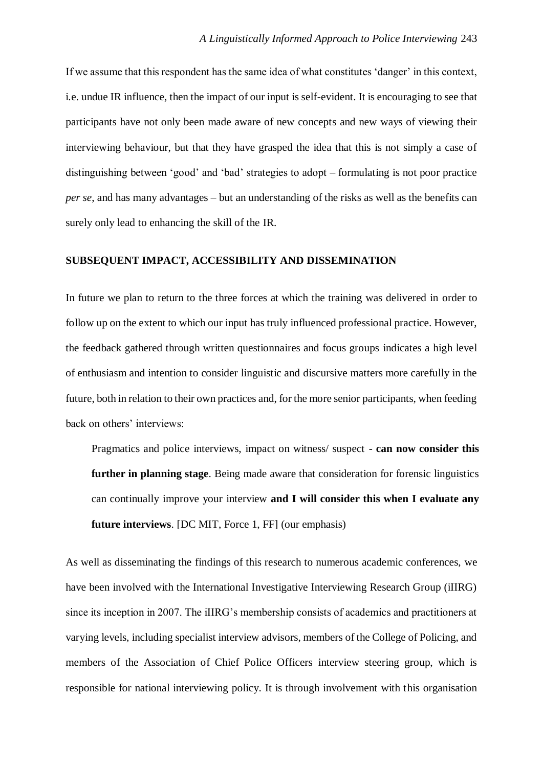If we assume that this respondent has the same idea of what constitutes 'danger' in this context, i.e. undue IR influence, then the impact of our input is self-evident. It is encouraging to see that participants have not only been made aware of new concepts and new ways of viewing their interviewing behaviour, but that they have grasped the idea that this is not simply a case of distinguishing between 'good' and 'bad' strategies to adopt – formulating is not poor practice *per se*, and has many advantages – but an understanding of the risks as well as the benefits can surely only lead to enhancing the skill of the IR.

## SUBSEQUENT IMPACT, ACCESSIBILITY AND DISSEMINATION

In future we plan to return to the three forces at which the training was delivered in order to follow up on the extent to which our input has truly influenced professional practice. However, the feedback gathered through written questionnaires and focus groups indicates a high level of enthusiasm and intention to consider linguistic and discursive matters more carefully in the future, both in relation to their own practices and, for the more senior participants, when feeding back on others' interviews:

> Pragmatics and police interviews, impact on witness/ suspect - **can now consider this further in planning stage**. Being made aware that consideration for forensic linguistics can continually improve your interview **and I will consider this when I evaluate any future interviews**. [DC MIT, Force 1, FF] (our emphasis)

As well as disseminating the findings of this research to numerous academic conferences, we have been involved with the International Investigative Interviewing Research Group (iIIRG) since its inception in 2007. The iIIRG's membership consists of academics and practitioners at varying levels, including specialist interview advisors, members of the College of Policing, and members of the Association of Chief Police Officers interview steering group, which is responsible for national interviewing policy. It is through involvement with this organisation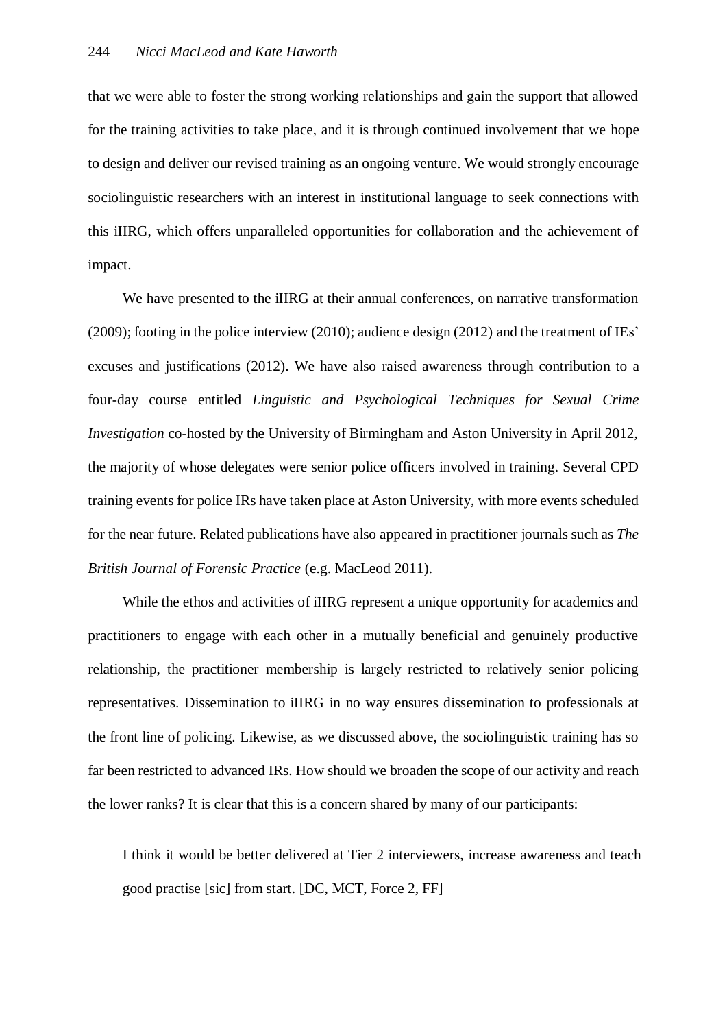that we were able to foster the strong working relationships and gain the support that allowed for the training activities to take place, and it is through continued involvement that we hope to design and deliver our revised training as an ongoing venture. We would strongly encourage sociolinguistic researchers with an interest in institutional language to seek connections with this iIIRG, which offers unparalleled opportunities for collaboration and the achievement of impact.

We have presented to the iIIRG at their annual conferences, on narrative transformation (2009); footing in the police interview (2010); audience design (2012) and the treatment of IEs' excuses and justifications (2012). We have also raised awareness through contribution to a four-day course entitled *Linguistic and Psychological Techniques for Sexual Crime Investigation* co-hosted by the University of Birmingham and Aston University in April 2012, the majority of whose delegates were senior police officers involved in training. Several CPD training events for police IRs have taken place at Aston University, with more events scheduled for the near future. Related publications have also appeared in practitioner journals such as *The British Journal of Forensic Practice* (e.g. MacLeod 2011).

While the ethos and activities of iIIRG represent a unique opportunity for academics and practitioners to engage with each other in a mutually beneficial and genuinely productive relationship, the practitioner membership is largely restricted to relatively senior policing representatives. Dissemination to iIIRG in no way ensures dissemination to professionals at the front line of policing. Likewise, as we discussed above, the sociolinguistic training has so far been restricted to advanced IRs. How should we broaden the scope of our activity and reach the lower ranks? It is clear that this is a concern shared by many of our participants:

> I think it would be better delivered at Tier 2 interviewers, increase awareness and teach good practise [sic] from start. [DC, MCT, Force 2, FF]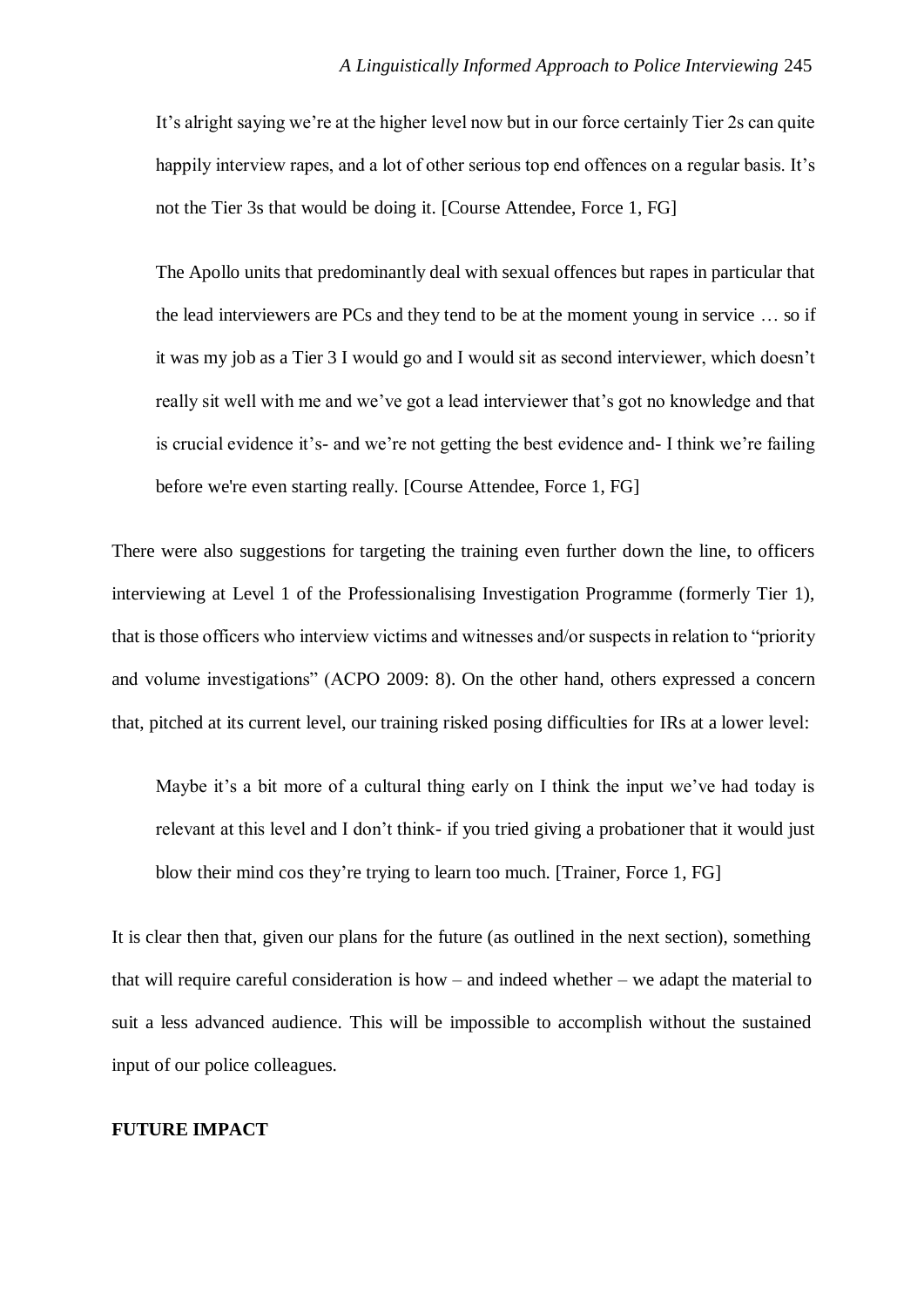> It's alright saying we're at the higher level now but in our force certainly Tier 2s can quite happily interview rapes, and a lot of other serious top end offences on a regular basis. It's not the Tier 3s that would be doing it. [Course Attendee, Force 1, FG]

> The Apollo units that predominantly deal with sexual offences but rapes in particular that the lead interviewers are PCs and they tend to be at the moment young in service … so if it was my job as a Tier 3 I would go and I would sit as second interviewer, which doesn't really sit well with me and we've got a lead interviewer that's got no knowledge and that is crucial evidence it's- and we're not getting the best evidence and- I think we're failing before we're even starting really. [Course Attendee, Force 1, FG]

There were also suggestions for targeting the training even further down the line, to officers interviewing at Level 1 of the Professionalising Investigation Programme (formerly Tier 1), that is those officers who interview victims and witnesses and/or suspects in relation to "priority and volume investigations" (ACPO 2009: 8). On the other hand, others expressed a concern that, pitched at its current level, our training risked posing difficulties for IRs at a lower level:

> Maybe it's a bit more of a cultural thing early on I think the input we've had today is relevant at this level and I don't think- if you tried giving a probationer that it would just blow their mind cos they're trying to learn too much. [Trainer, Force 1, FG]

It is clear then that, given our plans for the future (as outlined in the next section), something that will require careful consideration is how – and indeed whether – we adapt the material to suit a less advanced audience. This will be impossible to accomplish without the sustained input of our police colleagues.

## FUTURE IMPACT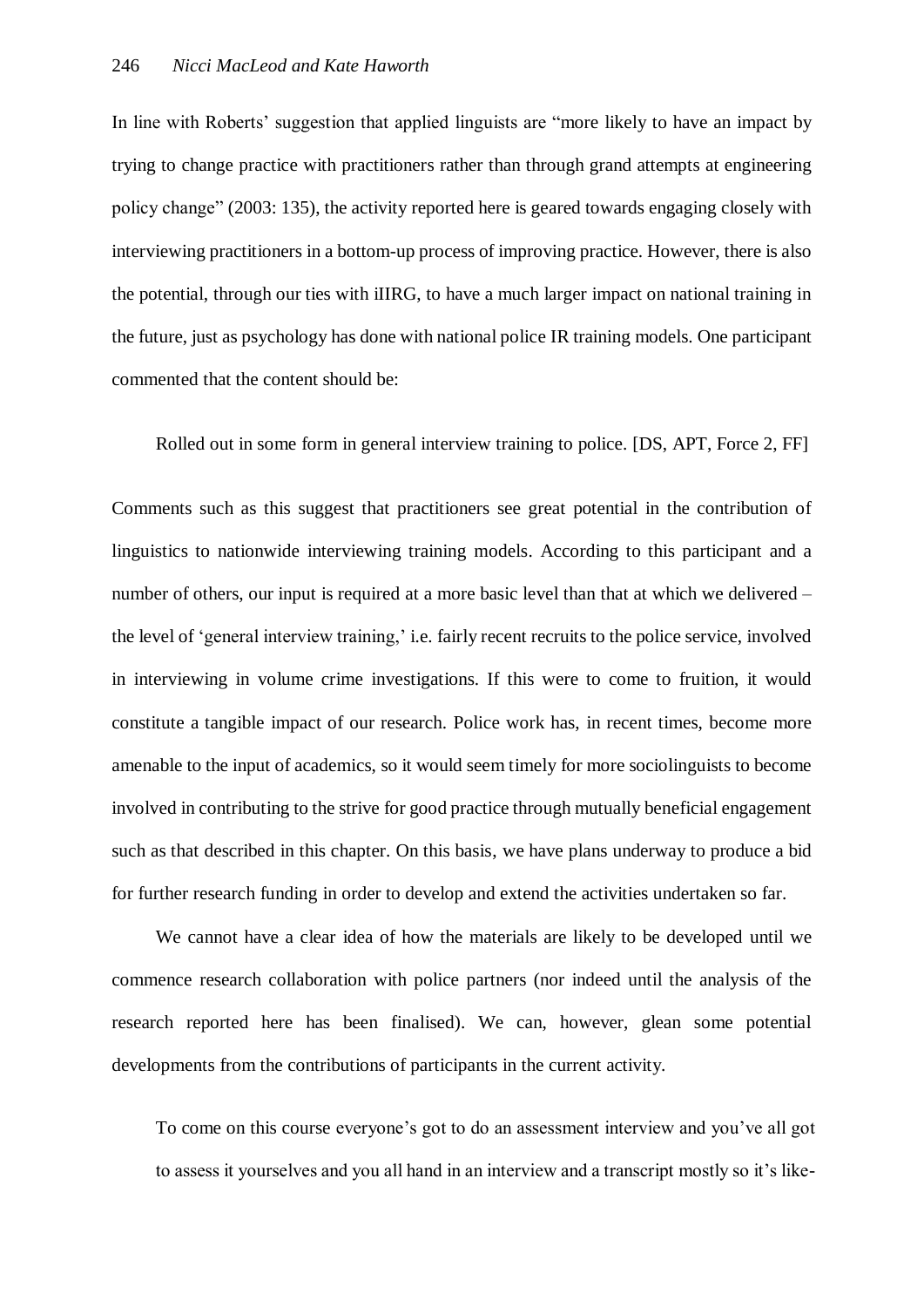In line with Roberts' suggestion that applied linguists are "more likely to have an impact by trying to change practice with practitioners rather than through grand attempts at engineering policy change" (2003: 135), the activity reported here is geared towards engaging closely with interviewing practitioners in a bottom-up process of improving practice. However, there is also the potential, through our ties with iIIRG, to have a much larger impact on national training in the future, just as psychology has done with national police IR training models. One participant commented that the content should be:

> Rolled out in some form in general interview training to police. [DS, APT, Force 2, FF]

Comments such as this suggest that practitioners see great potential in the contribution of linguistics to nationwide interviewing training models. According to this participant and a number of others, our input is required at a more basic level than that at which we delivered – the level of 'general interview training,' i.e. fairly recent recruits to the police service, involved in interviewing in volume crime investigations. If this were to come to fruition, it would constitute a tangible impact of our research. Police work has, in recent times, become more amenable to the input of academics, so it would seem timely for more sociolinguists to become involved in contributing to the strive for good practice through mutually beneficial engagement such as that described in this chapter. On this basis, we have plans underway to produce a bid for further research funding in order to develop and extend the activities undertaken so far.

We cannot have a clear idea of how the materials are likely to be developed until we commence research collaboration with police partners (nor indeed until the analysis of the research reported here has been finalised). We can, however, glean some potential developments from the contributions of participants in the current activity.

> To come on this course everyone's got to do an assessment interview and you've all got to assess it yourselves and you all hand in an interview and a transcript mostly so it's like-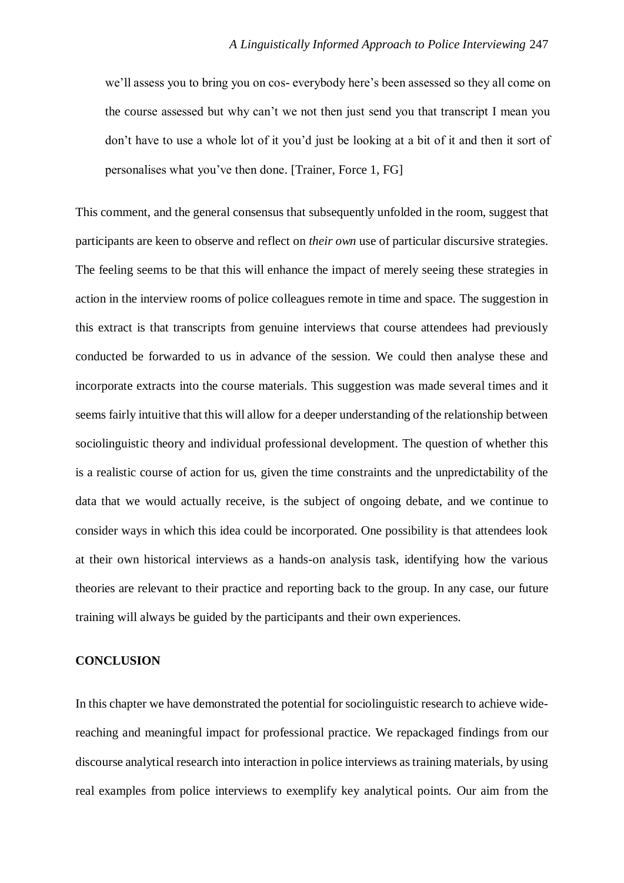> we'll assess you to bring you on cos- everybody here's been assessed so they all come on the course assessed but why can't we not then just send you that transcript I mean you don't have to use a whole lot of it you'd just be looking at a bit of it and then it sort of personalises what you've then done. [Trainer, Force 1, FG]

This comment, and the general consensus that subsequently unfolded in the room, suggest that participants are keen to observe and reflect on *their own* use of particular discursive strategies. The feeling seems to be that this will enhance the impact of merely seeing these strategies in action in the interview rooms of police colleagues remote in time and space. The suggestion in this extract is that transcripts from genuine interviews that course attendees had previously conducted be forwarded to us in advance of the session. We could then analyse these and incorporate extracts into the course materials. This suggestion was made several times and it seems fairly intuitive that this will allow for a deeper understanding of the relationship between sociolinguistic theory and individual professional development. The question of whether this is a realistic course of action for us, given the time constraints and the unpredictability of the data that we would actually receive, is the subject of ongoing debate, and we continue to consider ways in which this idea could be incorporated. One possibility is that attendees look at their own historical interviews as a hands-on analysis task, identifying how the various theories are relevant to their practice and reporting back to the group. In any case, our future training will always be guided by the participants and their own experiences.

## CONCLUSION

In this chapter we have demonstrated the potential for sociolinguistic research to achieve wide-reaching and meaningful impact for professional practice. We repackaged findings from our discourse analytical research into interaction in police interviews as training materials, by using real examples from police interviews to exemplify key analytical points. Our aim from the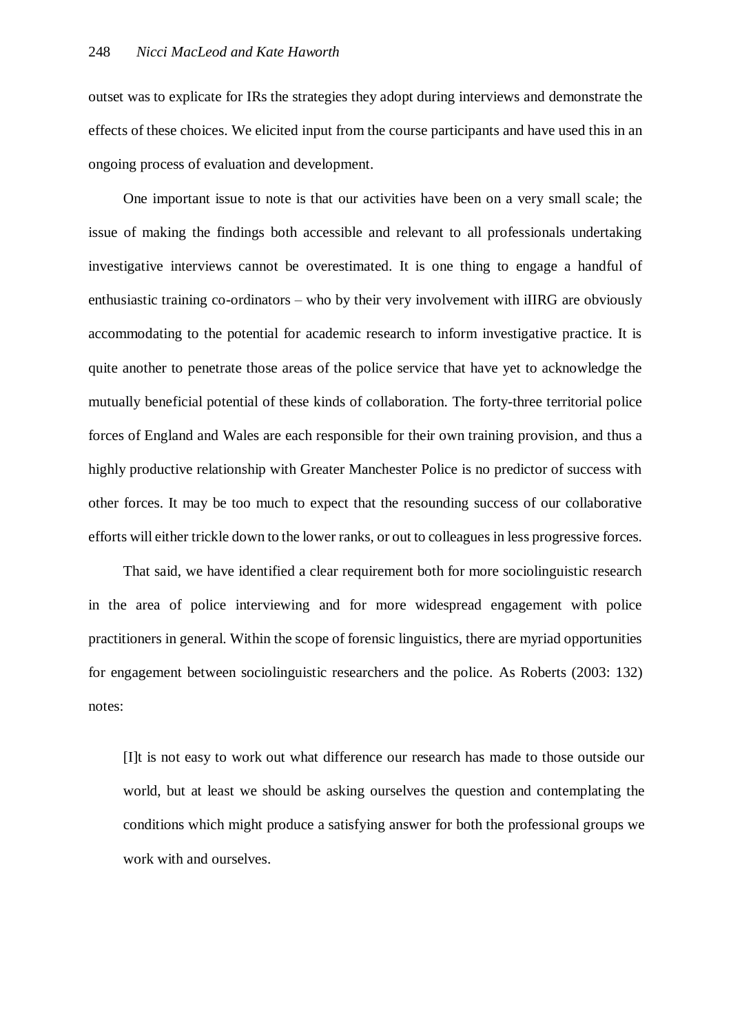outset was to explicate for IRs the strategies they adopt during interviews and demonstrate the effects of these choices. We elicited input from the course participants and have used this in an ongoing process of evaluation and development.

One important issue to note is that our activities have been on a very small scale; the issue of making the findings both accessible and relevant to all professionals undertaking investigative interviews cannot be overestimated. It is one thing to engage a handful of enthusiastic training co-ordinators – who by their very involvement with iIIRG are obviously accommodating to the potential for academic research to inform investigative practice. It is quite another to penetrate those areas of the police service that have yet to acknowledge the mutually beneficial potential of these kinds of collaboration. The forty-three territorial police forces of England and Wales are each responsible for their own training provision, and thus a highly productive relationship with Greater Manchester Police is no predictor of success with other forces. It may be too much to expect that the resounding success of our collaborative efforts will either trickle down to the lower ranks, or out to colleagues in less progressive forces.

That said, we have identified a clear requirement both for more sociolinguistic research in the area of police interviewing and for more widespread engagement with police practitioners in general. Within the scope of forensic linguistics, there are myriad opportunities for engagement between sociolinguistic researchers and the police. As Roberts (2003: 132) notes:

> [I]t is not easy to work out what difference our research has made to those outside our world, but at least we should be asking ourselves the question and contemplating the conditions which might produce a satisfying answer for both the professional groups we work with and ourselves.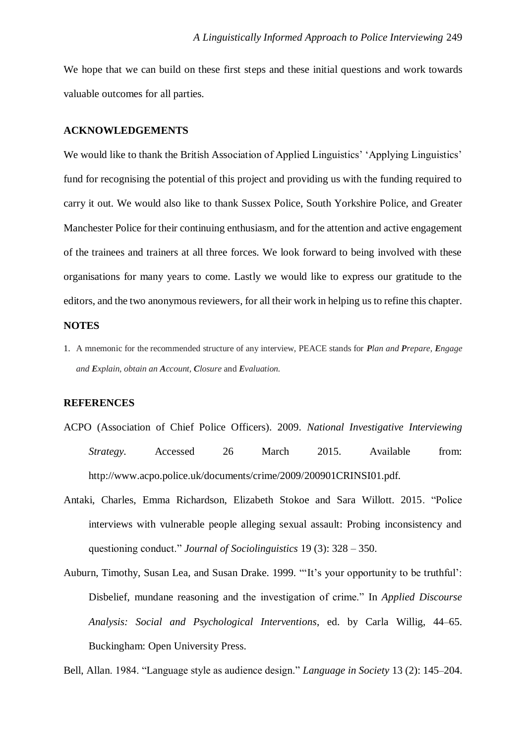We hope that we can build on these first steps and these initial questions and work towards valuable outcomes for all parties.

## ACKNOWLEDGEMENTS

We would like to thank the British Association of Applied Linguistics' 'Applying Linguistics' fund for recognising the potential of this project and providing us with the funding required to carry it out. We would also like to thank Sussex Police, South Yorkshire Police, and Greater Manchester Police for their continuing enthusiasm, and for the attention and active engagement of the trainees and trainers at all three forces. We look forward to being involved with these organisations for many years to come. Lastly we would like to express our gratitude to the editors, and the two anonymous reviewers, for all their work in helping us to refine this chapter.

## NOTES

1. A mnemonic for the recommended structure of any interview, PEACE stands for ***P**lan and **P**repare, **E**ngage and **E**xplain, obtain an **A**ccount, **C**losure* and ***E**valuation.*

## REFERENCES

ACPO (Association of Chief Police Officers). 2009. *National Investigative Interviewing Strategy*. Accessed 26 March 2015. Available from: http://www.acpo.police.uk/documents/crime/2009/200901CRINSI01.pdf.

Antaki, Charles, Emma Richardson, Elizabeth Stokoe and Sara Willott. 2015. "Police interviews with vulnerable people alleging sexual assault: Probing inconsistency and questioning conduct." *Journal of Sociolinguistics* 19 (3): 328 – 350.

Auburn, Timothy, Susan Lea, and Susan Drake. 1999. "'It's your opportunity to be truthful': Disbelief, mundane reasoning and the investigation of crime." In *Applied Discourse Analysis: Social and Psychological Interventions*, ed. by Carla Willig, 44–65. Buckingham: Open University Press.

Bell, Allan. 1984. "Language style as audience design." *Language in Society* 13 (2): 145–204.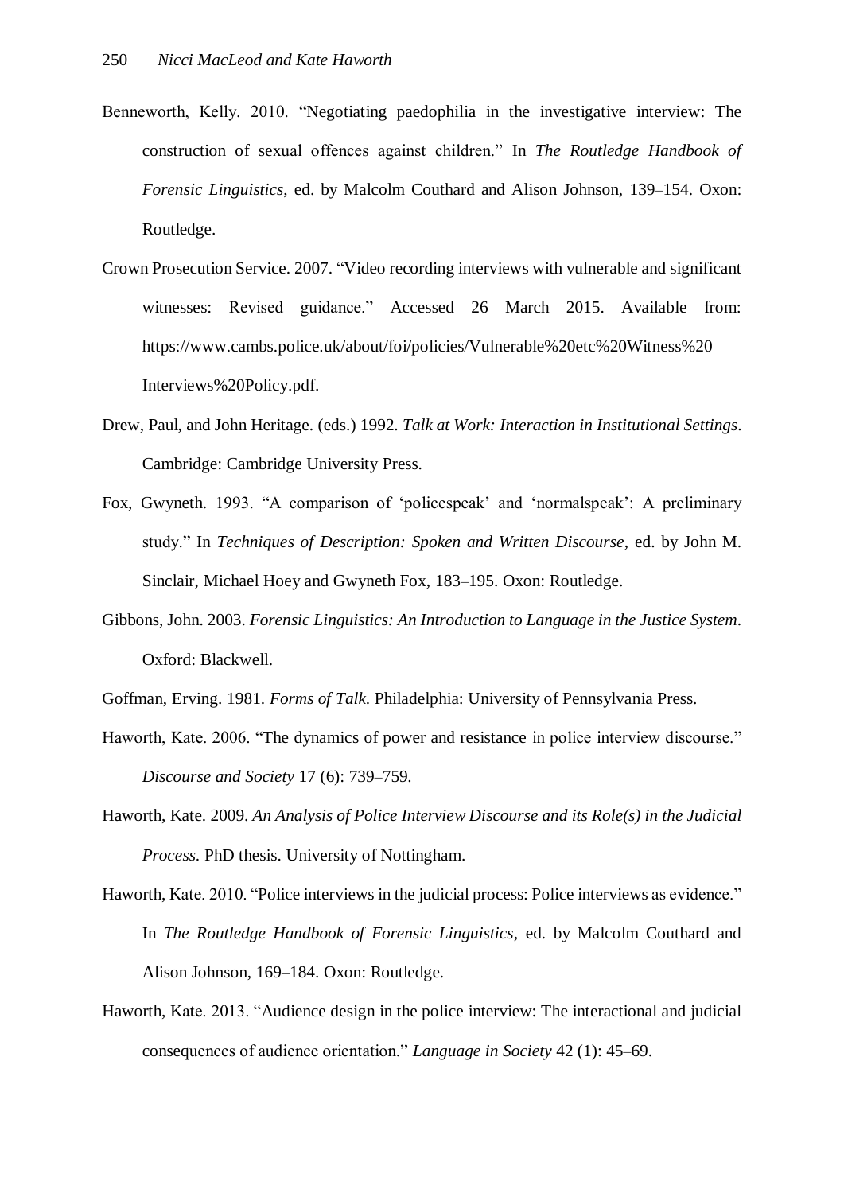Benneworth, Kelly. 2010. "Negotiating paedophilia in the investigative interview: The construction of sexual offences against children." In *The Routledge Handbook of Forensic Linguistics*, ed. by Malcolm Couthard and Alison Johnson, 139–154. Oxon: Routledge.

Crown Prosecution Service. 2007. "Video recording interviews with vulnerable and significant witnesses: Revised guidance." Accessed 26 March 2015. Available from: https://www.cambs.police.uk/about/foi/policies/Vulnerable%20etc%20Witness%20 Interviews%20Policy.pdf.

Drew, Paul, and John Heritage. (eds.) 1992. *Talk at Work: Interaction in Institutional Settings*. Cambridge: Cambridge University Press.

Fox, Gwyneth. 1993. "A comparison of 'policespeak' and 'normalspeak': A preliminary study." In *Techniques of Description: Spoken and Written Discourse*, ed. by John M. Sinclair, Michael Hoey and Gwyneth Fox, 183–195. Oxon: Routledge.

Gibbons, John. 2003. *Forensic Linguistics: An Introduction to Language in the Justice System*. Oxford: Blackwell.

Goffman, Erving. 1981. *Forms of Talk*. Philadelphia: University of Pennsylvania Press.

Haworth, Kate. 2006. "The dynamics of power and resistance in police interview discourse." *Discourse and Society* 17 (6): 739–759.

Haworth, Kate. 2009. *An Analysis of Police Interview Discourse and its Role(s) in the Judicial Process*. PhD thesis. University of Nottingham.

Haworth, Kate. 2010. "Police interviews in the judicial process: Police interviews as evidence." In *The Routledge Handbook of Forensic Linguistics*, ed. by Malcolm Couthard and Alison Johnson, 169–184. Oxon: Routledge.

Haworth, Kate. 2013. "Audience design in the police interview: The interactional and judicial consequences of audience orientation." *Language in Society* 42 (1): 45–69.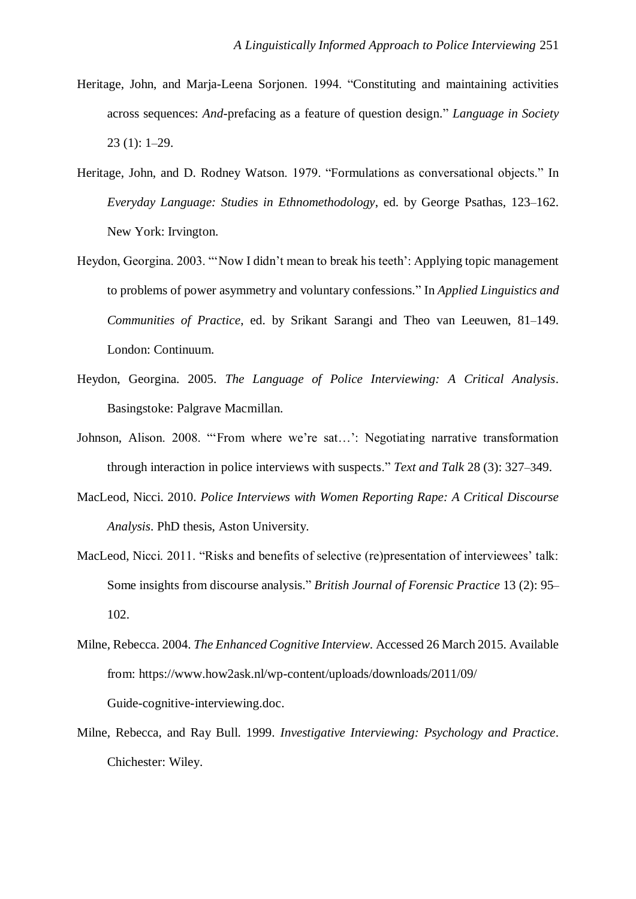Heritage, John, and Marja-Leena Sorjonen. 1994. "Constituting and maintaining activities across sequences: *And*-prefacing as a feature of question design." *Language in Society* 23 (1): 1–29.

Heritage, John, and D. Rodney Watson. 1979. "Formulations as conversational objects." In *Everyday Language: Studies in Ethnomethodology*, ed. by George Psathas, 123–162. New York: Irvington.

Heydon, Georgina. 2003. "'Now I didn't mean to break his teeth': Applying topic management to problems of power asymmetry and voluntary confessions." In *Applied Linguistics and Communities of Practice*, ed. by Srikant Sarangi and Theo van Leeuwen, 81–149. London: Continuum.

Heydon, Georgina. 2005. *The Language of Police Interviewing: A Critical Analysis*. Basingstoke: Palgrave Macmillan.

Johnson, Alison. 2008. "'From where we're sat…': Negotiating narrative transformation through interaction in police interviews with suspects." *Text and Talk* 28 (3): 327–349.

MacLeod, Nicci. 2010. *Police Interviews with Women Reporting Rape: A Critical Discourse Analysis*. PhD thesis, Aston University.

MacLeod, Nicci. 2011. "Risks and benefits of selective (re)presentation of interviewees' talk: Some insights from discourse analysis." *British Journal of Forensic Practice* 13 (2): 95–102.

Milne, Rebecca. 2004. *The Enhanced Cognitive Interview*. Accessed 26 March 2015. Available from: https://www.how2ask.nl/wp-content/uploads/downloads/2011/09/Guide-cognitive-interviewing.doc.

Milne, Rebecca, and Ray Bull. 1999. *Investigative Interviewing: Psychology and Practice*. Chichester: Wiley.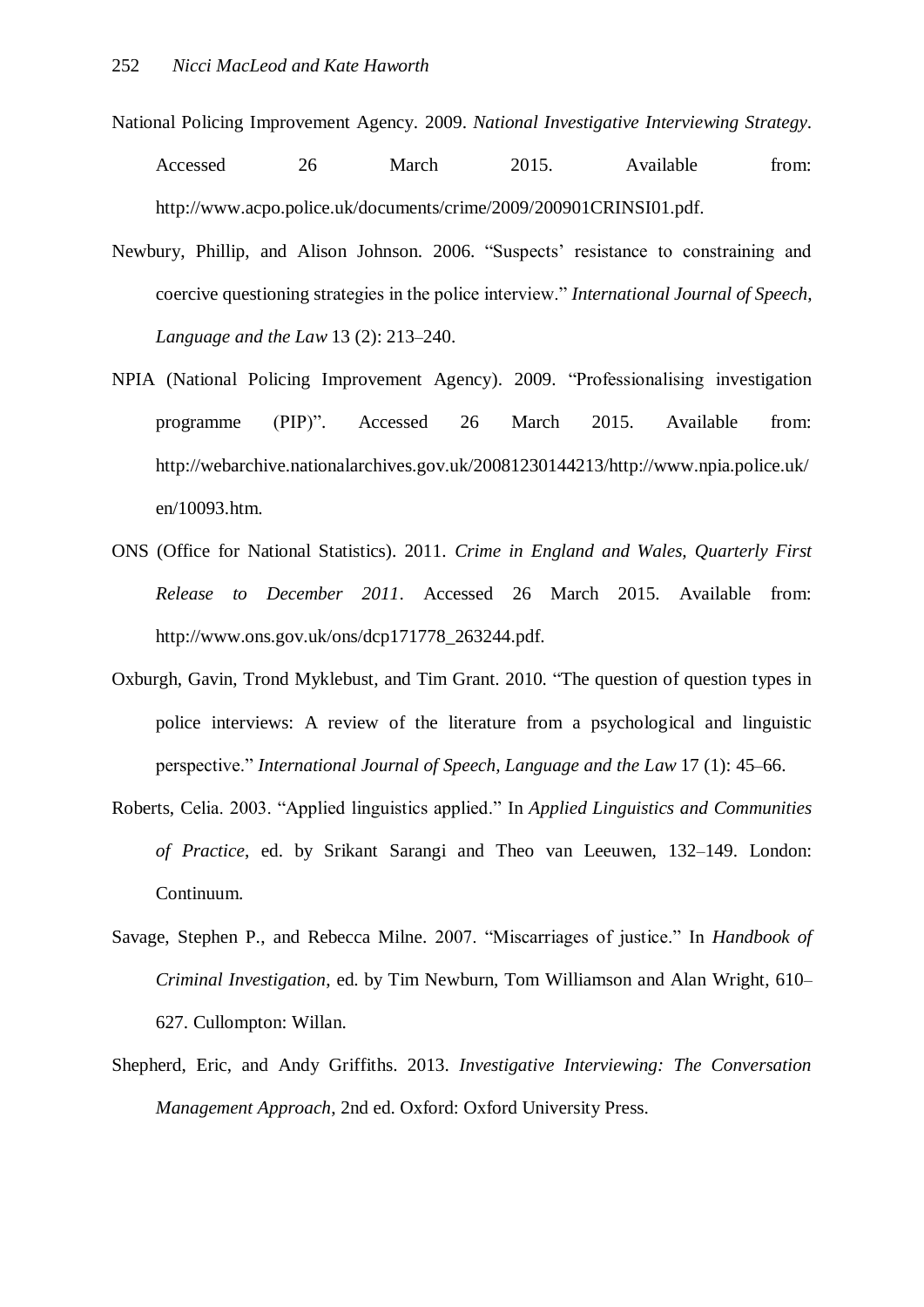National Policing Improvement Agency. 2009. *National Investigative Interviewing Strategy*. Accessed 26 March 2015. Available from: http://www.acpo.police.uk/documents/crime/2009/200901CRINSI01.pdf.

Newbury, Phillip, and Alison Johnson. 2006. "Suspects' resistance to constraining and coercive questioning strategies in the police interview." *International Journal of Speech, Language and the Law* 13 (2): 213–240.

NPIA (National Policing Improvement Agency). 2009. "Professionalising investigation programme (PIP)". Accessed 26 March 2015. Available from: http://webarchive.nationalarchives.gov.uk/20081230144213/http://www.npia.police.uk/en/10093.htm.

ONS (Office for National Statistics). 2011. *Crime in England and Wales, Quarterly First Release to December 2011*. Accessed 26 March 2015. Available from: http://www.ons.gov.uk/ons/dcp171778_263244.pdf.

Oxburgh, Gavin, Trond Myklebust, and Tim Grant. 2010. "The question of question types in police interviews: A review of the literature from a psychological and linguistic perspective." *International Journal of Speech, Language and the Law* 17 (1): 45–66.

Roberts, Celia. 2003. "Applied linguistics applied." In *Applied Linguistics and Communities of Practice*, ed. by Srikant Sarangi and Theo van Leeuwen, 132–149. London: Continuum.

Savage, Stephen P., and Rebecca Milne. 2007. "Miscarriages of justice." In *Handbook of Criminal Investigation*, ed. by Tim Newburn, Tom Williamson and Alan Wright, 610–627. Cullompton: Willan.

Shepherd, Eric, and Andy Griffiths. 2013. *Investigative Interviewing: The Conversation Management Approach*, 2nd ed. Oxford: Oxford University Press.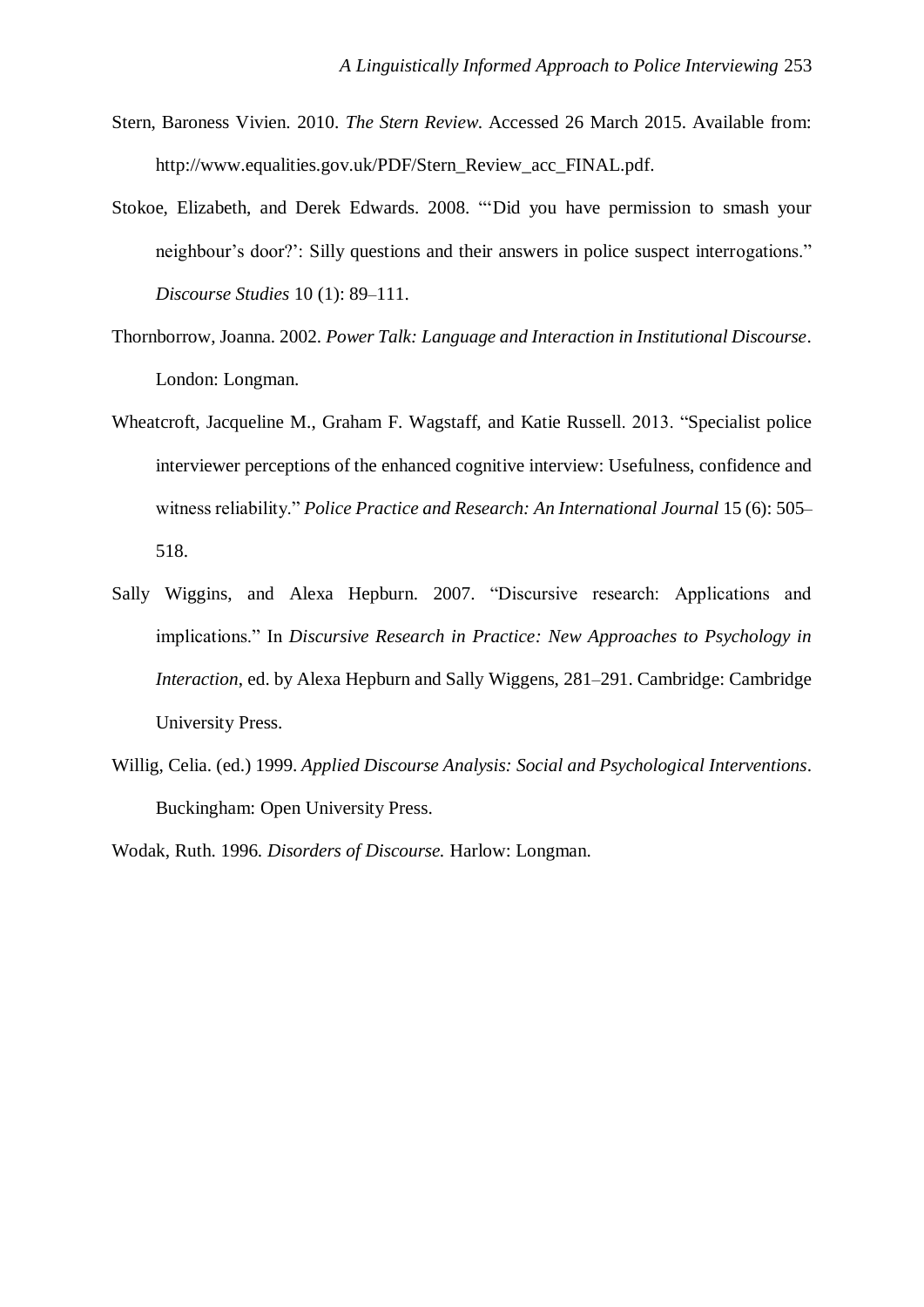Stern, Baroness Vivien. 2010. *The Stern Review*. Accessed 26 March 2015. Available from: http://www.equalities.gov.uk/PDF/Stern_Review_acc_FINAL.pdf.

Stokoe, Elizabeth, and Derek Edwards. 2008. "'Did you have permission to smash your neighbour's door?': Silly questions and their answers in police suspect interrogations." *Discourse Studies* 10 (1): 89–111.

Thornborrow, Joanna. 2002. *Power Talk: Language and Interaction in Institutional Discourse*. London: Longman.

Wheatcroft, Jacqueline M., Graham F. Wagstaff, and Katie Russell. 2013. "Specialist police interviewer perceptions of the enhanced cognitive interview: Usefulness, confidence and witness reliability." *Police Practice and Research: An International Journal* 15 (6): 505–518.

Sally Wiggins, and Alexa Hepburn. 2007. "Discursive research: Applications and implications." In *Discursive Research in Practice: New Approaches to Psychology in Interaction*, ed. by Alexa Hepburn and Sally Wiggens, 281–291. Cambridge: Cambridge University Press.

Willig, Celia. (ed.) 1999. *Applied Discourse Analysis: Social and Psychological Interventions*. Buckingham: Open University Press.

Wodak, Ruth. 1996. *Disorders of Discourse.* Harlow: Longman.